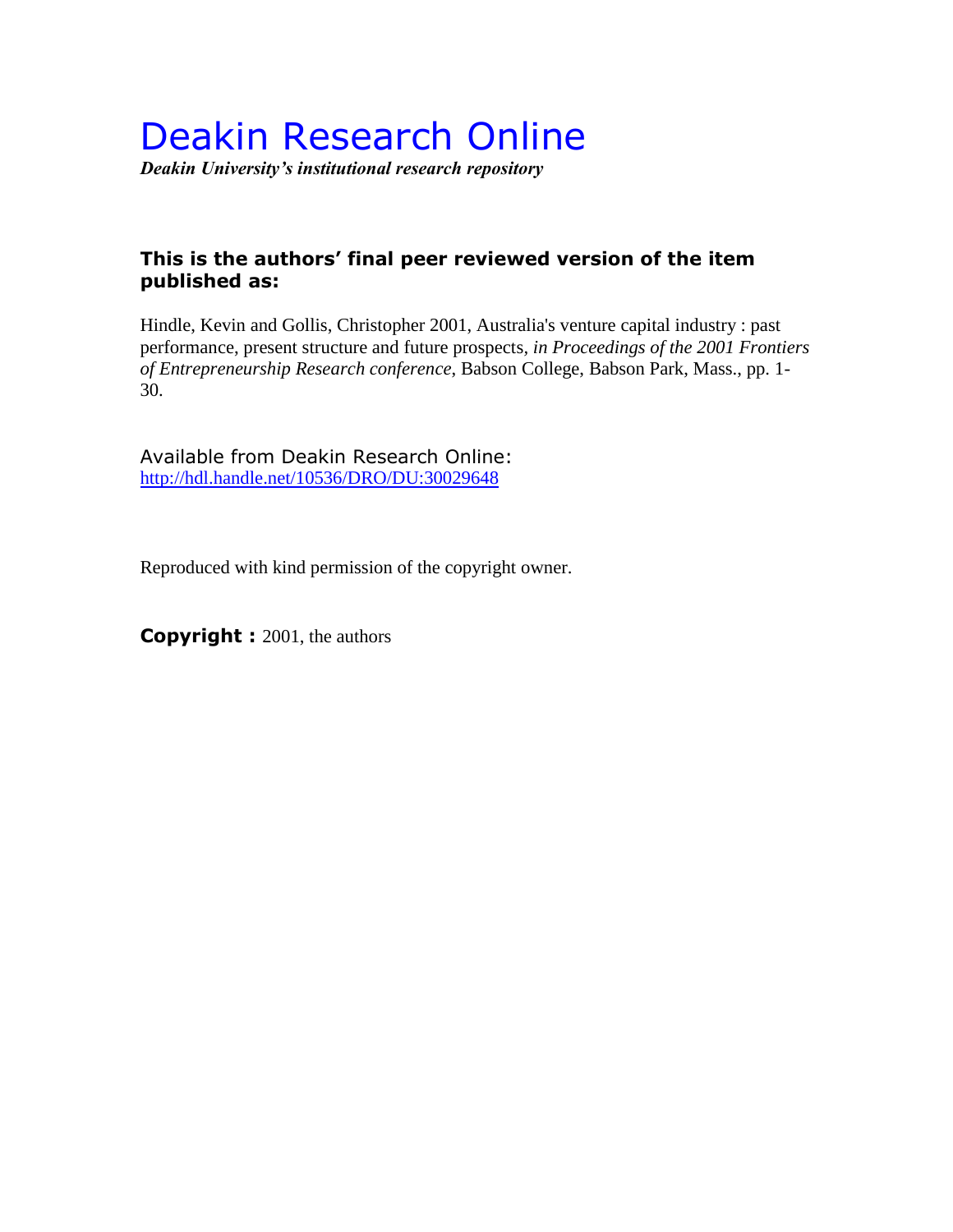# Deakin Research Online

***Deakin University's institutional research repository***

**This is the authors' final peer reviewed version of the item published as:**

Hindle, Kevin and Gollis, Christopher 2001, Australia's venture capital industry : past performance, present structure and future prospects, *in Proceedings of the 2001 Frontiers of Entrepreneurship Research conference*, Babson College, Babson Park, Mass., pp. 1-30.

Available from Deakin Research Online:
http://hdl.handle.net/10536/DRO/DU:30029648

Reproduced with kind permission of the copyright owner.

**Copyright :** 2001, the authors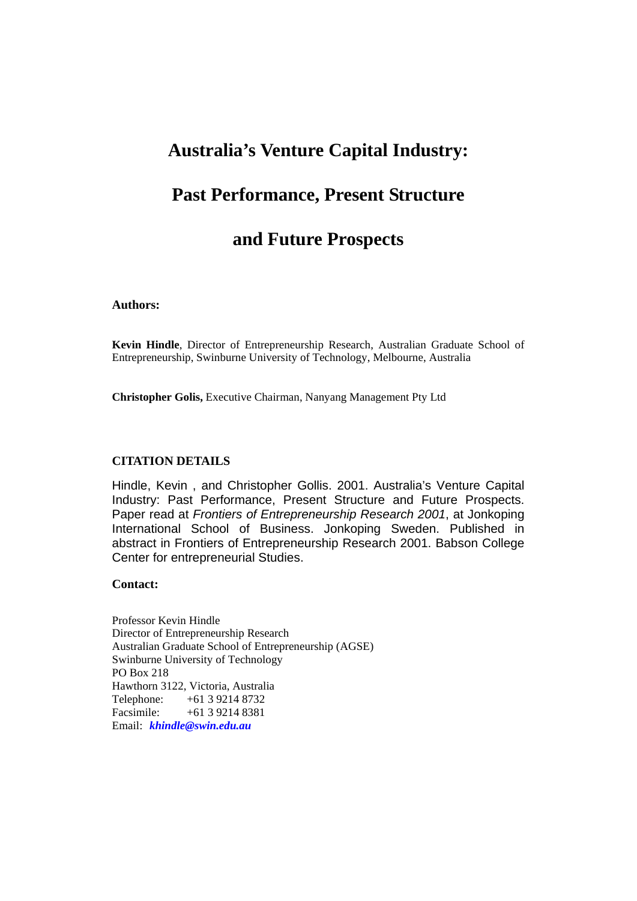# Australia's Venture Capital Industry:

# Past Performance, Present Structure

# and Future Prospects

**Authors:**

**Kevin Hindle**, Director of Entrepreneurship Research, Australian Graduate School of Entrepreneurship, Swinburne University of Technology, Melbourne, Australia

**Christopher Golis,** Executive Chairman, Nanyang Management Pty Ltd

**CITATION DETAILS**

Hindle, Kevin , and Christopher Gollis. 2001. Australia's Venture Capital Industry: Past Performance, Present Structure and Future Prospects. Paper read at *Frontiers of Entrepreneurship Research 2001*, at Jonkoping International School of Business. Jonkoping Sweden. Published in abstract in Frontiers of Entrepreneurship Research 2001. Babson College Center for entrepreneurial Studies.

**Contact:**

Professor Kevin Hindle
Director of Entrepreneurship Research
Australian Graduate School of Entrepreneurship (AGSE)
Swinburne University of Technology
PO Box 218
Hawthorn 3122, Victoria, Australia
Telephone: +61 3 9214 8732
Facsimile: +61 3 9214 8381
Email: ***khindle@swin.edu.au***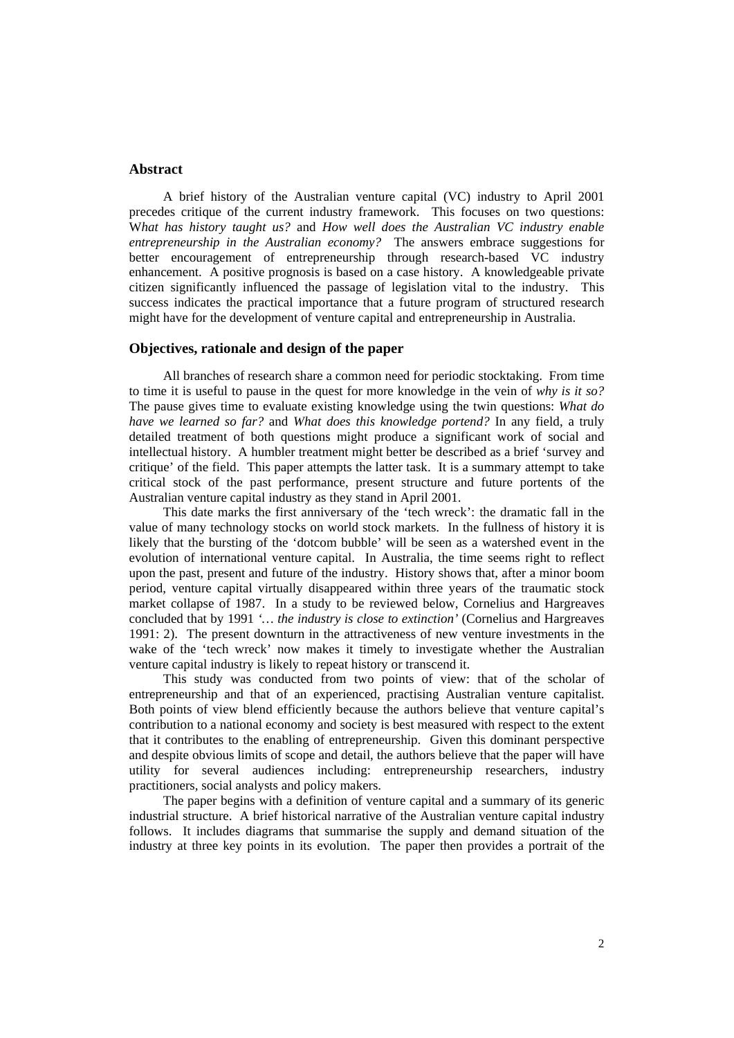## Abstract

A brief history of the Australian venture capital (VC) industry to April 2001 precedes critique of the current industry framework. This focuses on two questions: W*hat has history taught us?* and *How well does the Australian VC industry enable entrepreneurship in the Australian economy?* The answers embrace suggestions for better encouragement of entrepreneurship through research-based VC industry enhancement. A positive prognosis is based on a case history. A knowledgeable private citizen significantly influenced the passage of legislation vital to the industry. This success indicates the practical importance that a future program of structured research might have for the development of venture capital and entrepreneurship in Australia.

## Objectives, rationale and design of the paper

All branches of research share a common need for periodic stocktaking. From time to time it is useful to pause in the quest for more knowledge in the vein of *why is it so?* The pause gives time to evaluate existing knowledge using the twin questions: *What do have we learned so far?* and *What does this knowledge portend?* In any field, a truly detailed treatment of both questions might produce a significant work of social and intellectual history. A humbler treatment might better be described as a brief 'survey and critique' of the field. This paper attempts the latter task. It is a summary attempt to take critical stock of the past performance, present structure and future portents of the Australian venture capital industry as they stand in April 2001.

This date marks the first anniversary of the 'tech wreck': the dramatic fall in the value of many technology stocks on world stock markets. In the fullness of history it is likely that the bursting of the 'dotcom bubble' will be seen as a watershed event in the evolution of international venture capital. In Australia, the time seems right to reflect upon the past, present and future of the industry. History shows that, after a minor boom period, venture capital virtually disappeared within three years of the traumatic stock market collapse of 1987. In a study to be reviewed below, Cornelius and Hargreaves concluded that by 1991 *'… the industry is close to extinction'* (Cornelius and Hargreaves 1991: 2). The present downturn in the attractiveness of new venture investments in the wake of the 'tech wreck' now makes it timely to investigate whether the Australian venture capital industry is likely to repeat history or transcend it.

This study was conducted from two points of view: that of the scholar of entrepreneurship and that of an experienced, practising Australian venture capitalist. Both points of view blend efficiently because the authors believe that venture capital's contribution to a national economy and society is best measured with respect to the extent that it contributes to the enabling of entrepreneurship. Given this dominant perspective and despite obvious limits of scope and detail, the authors believe that the paper will have utility for several audiences including: entrepreneurship researchers, industry practitioners, social analysts and policy makers.

The paper begins with a definition of venture capital and a summary of its generic industrial structure. A brief historical narrative of the Australian venture capital industry follows. It includes diagrams that summarise the supply and demand situation of the industry at three key points in its evolution. The paper then provides a portrait of the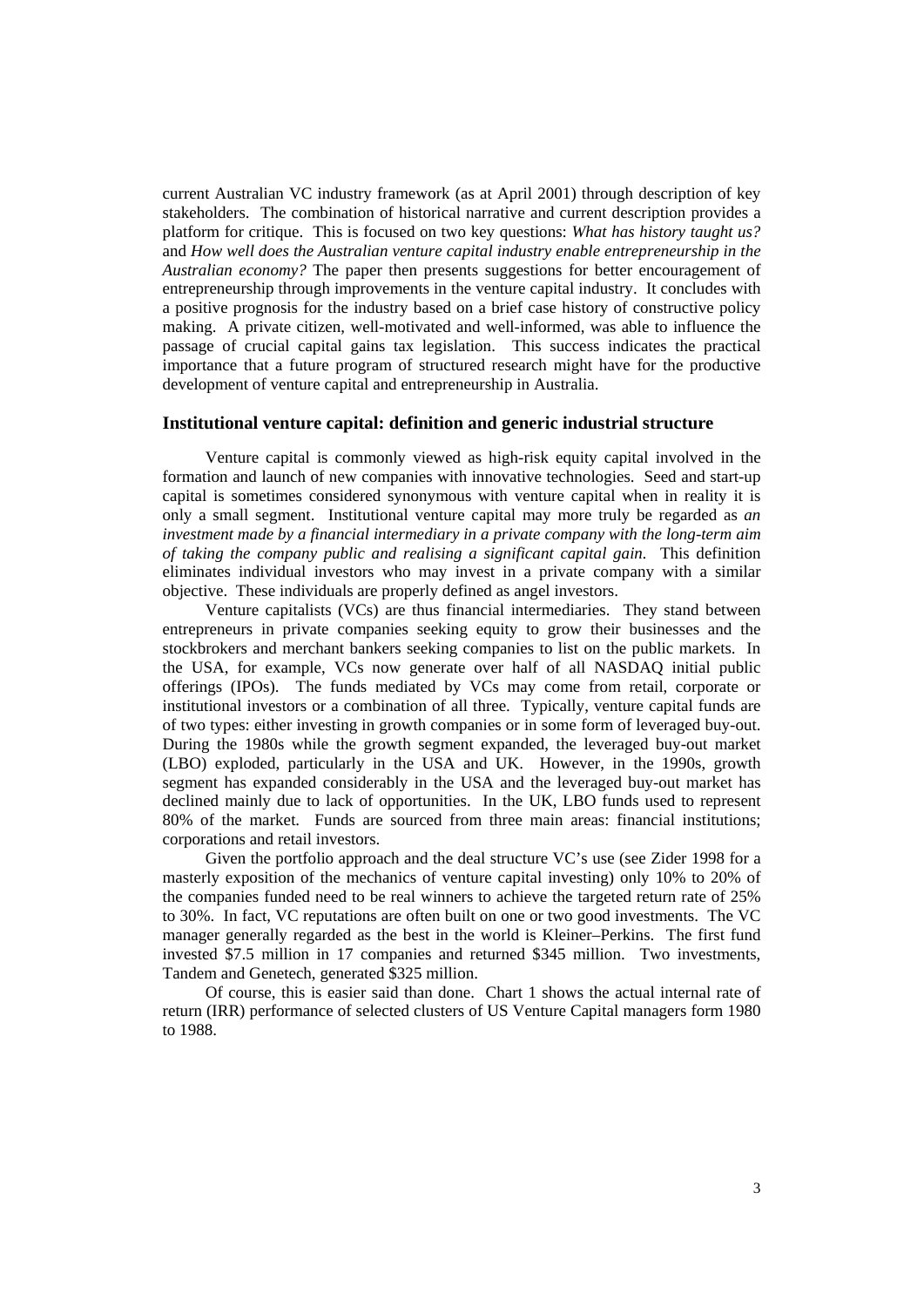current Australian VC industry framework (as at April 2001) through description of key stakeholders. The combination of historical narrative and current description provides a platform for critique. This is focused on two key questions: *What has history taught us?* and *How well does the Australian venture capital industry enable entrepreneurship in the Australian economy?* The paper then presents suggestions for better encouragement of entrepreneurship through improvements in the venture capital industry. It concludes with a positive prognosis for the industry based on a brief case history of constructive policy making. A private citizen, well-motivated and well-informed, was able to influence the passage of crucial capital gains tax legislation. This success indicates the practical importance that a future program of structured research might have for the productive development of venture capital and entrepreneurship in Australia.

## Institutional venture capital: definition and generic industrial structure

Venture capital is commonly viewed as high-risk equity capital involved in the formation and launch of new companies with innovative technologies. Seed and start-up capital is sometimes considered synonymous with venture capital when in reality it is only a small segment. Institutional venture capital may more truly be regarded as *an investment made by a financial intermediary in a private company with the long-term aim of taking the company public and realising a significant capital gain.* This definition eliminates individual investors who may invest in a private company with a similar objective. These individuals are properly defined as angel investors.

Venture capitalists (VCs) are thus financial intermediaries. They stand between entrepreneurs in private companies seeking equity to grow their businesses and the stockbrokers and merchant bankers seeking companies to list on the public markets. In the USA, for example, VCs now generate over half of all NASDAQ initial public offerings (IPOs). The funds mediated by VCs may come from retail, corporate or institutional investors or a combination of all three. Typically, venture capital funds are of two types: either investing in growth companies or in some form of leveraged buy-out. During the 1980s while the growth segment expanded, the leveraged buy-out market (LBO) exploded, particularly in the USA and UK. However, in the 1990s, growth segment has expanded considerably in the USA and the leveraged buy-out market has declined mainly due to lack of opportunities. In the UK, LBO funds used to represent 80% of the market. Funds are sourced from three main areas: financial institutions; corporations and retail investors.

Given the portfolio approach and the deal structure VC's use (see Zider 1998 for a masterly exposition of the mechanics of venture capital investing) only 10% to 20% of the companies funded need to be real winners to achieve the targeted return rate of 25% to 30%. In fact, VC reputations are often built on one or two good investments. The VC manager generally regarded as the best in the world is Kleiner–Perkins. The first fund invested $7.5 million in 17 companies and returned $345 million. Two investments, Tandem and Genetech, generated $325 million.

Of course, this is easier said than done. Chart 1 shows the actual internal rate of return (IRR) performance of selected clusters of US Venture Capital managers form 1980 to 1988.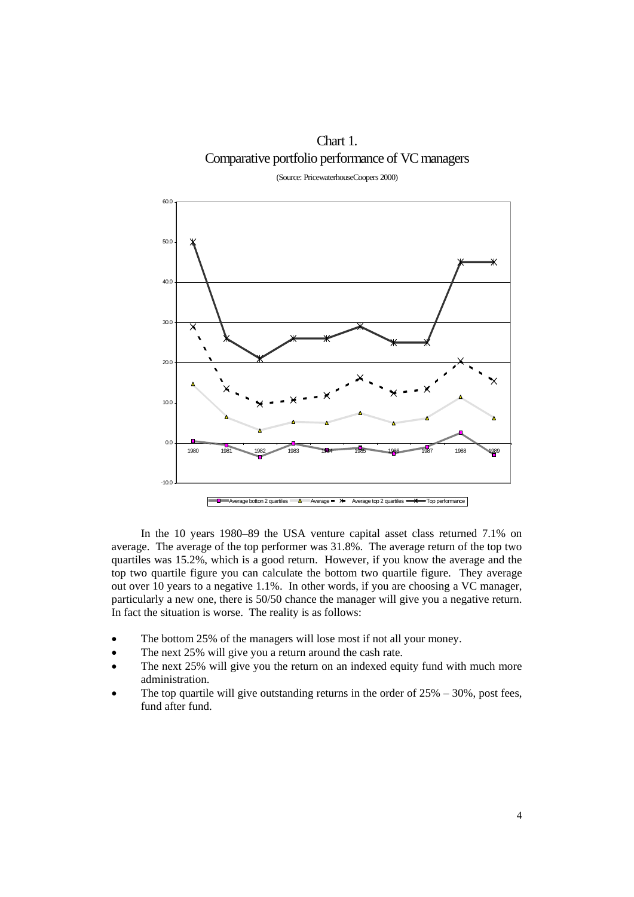Chart 1.
Comparative portfolio performance of VC managers

(Source: PricewaterhouseCoopers 2000)

In the 10 years 1980–89 the USA venture capital asset class returned 7.1% on average. The average of the top performer was 31.8%. The average return of the top two quartiles was 15.2%, which is a good return. However, if you know the average and the top two quartile figure you can calculate the bottom two quartile figure. They average out over 10 years to a negative 1.1%. In other words, if you are choosing a VC manager, particularly a new one, there is 50/50 chance the manager will give you a negative return. In fact the situation is worse. The reality is as follows:

- The bottom 25% of the managers will lose most if not all your money.
- The next 25% will give you a return around the cash rate.
- The next 25% will give you the return on an indexed equity fund with much more administration.
- The top quartile will give outstanding returns in the order of 25% – 30%, post fees, fund after fund.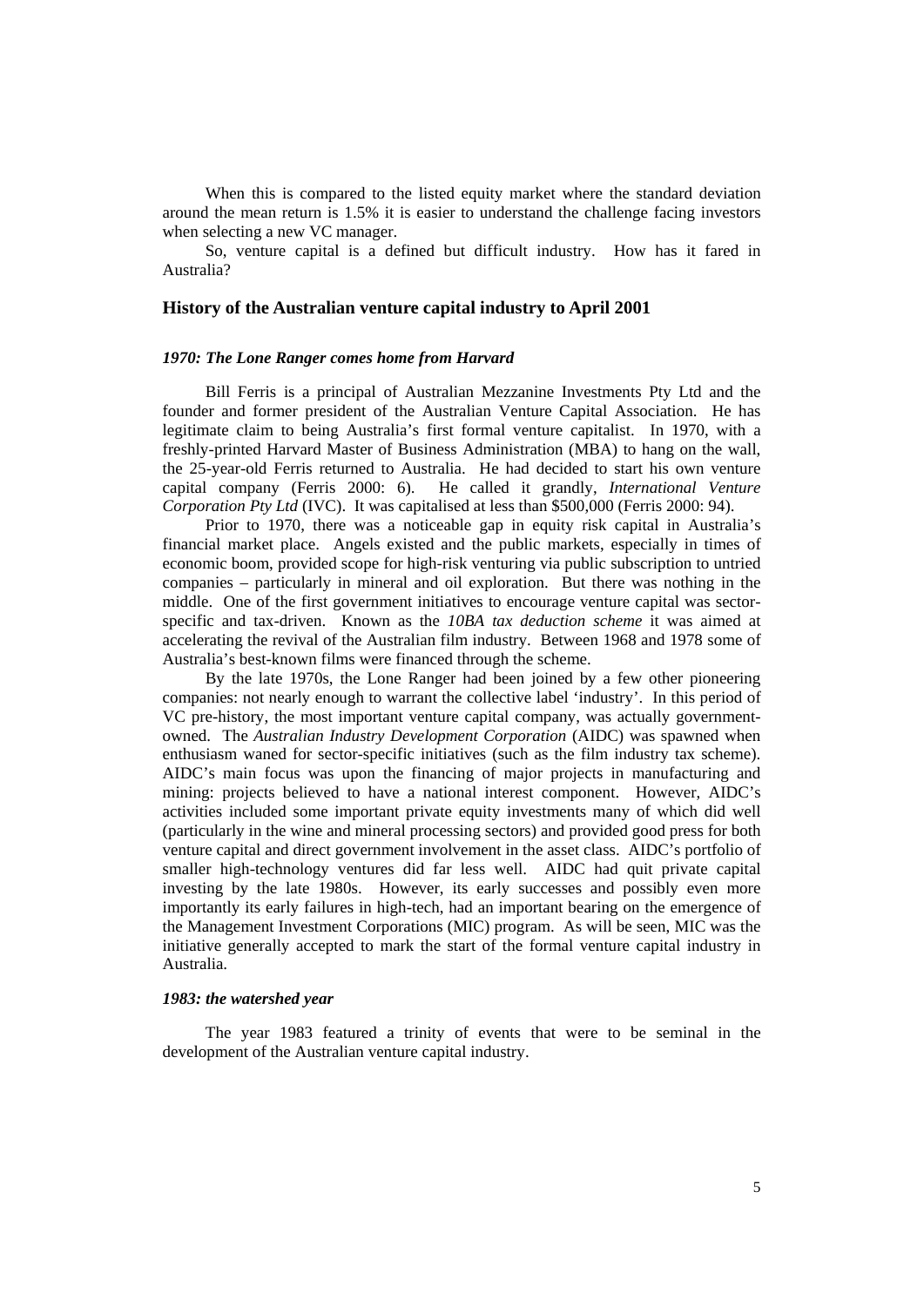When this is compared to the listed equity market where the standard deviation around the mean return is 1.5% it is easier to understand the challenge facing investors when selecting a new VC manager.

So, venture capital is a defined but difficult industry. How has it fared in Australia?

## History of the Australian venture capital industry to April 2001

### *1970: The Lone Ranger comes home from Harvard*

Bill Ferris is a principal of Australian Mezzanine Investments Pty Ltd and the founder and former president of the Australian Venture Capital Association. He has legitimate claim to being Australia's first formal venture capitalist. In 1970, with a freshly-printed Harvard Master of Business Administration (MBA) to hang on the wall, the 25-year-old Ferris returned to Australia. He had decided to start his own venture capital company (Ferris 2000: 6). He called it grandly, *International Venture Corporation Pty Ltd* (IVC). It was capitalised at less than $500,000 (Ferris 2000: 94).

Prior to 1970, there was a noticeable gap in equity risk capital in Australia's financial market place. Angels existed and the public markets, especially in times of economic boom, provided scope for high-risk venturing via public subscription to untried companies – particularly in mineral and oil exploration. But there was nothing in the middle. One of the first government initiatives to encourage venture capital was sector-specific and tax-driven. Known as the *10BA tax deduction scheme* it was aimed at accelerating the revival of the Australian film industry. Between 1968 and 1978 some of Australia's best-known films were financed through the scheme.

By the late 1970s, the Lone Ranger had been joined by a few other pioneering companies: not nearly enough to warrant the collective label 'industry'. In this period of VC pre-history, the most important venture capital company, was actually government-owned. The *Australian Industry Development Corporation* (AIDC) was spawned when enthusiasm waned for sector-specific initiatives (such as the film industry tax scheme). AIDC's main focus was upon the financing of major projects in manufacturing and mining: projects believed to have a national interest component. However, AIDC's activities included some important private equity investments many of which did well (particularly in the wine and mineral processing sectors) and provided good press for both venture capital and direct government involvement in the asset class. AIDC's portfolio of smaller high-technology ventures did far less well. AIDC had quit private capital investing by the late 1980s. However, its early successes and possibly even more importantly its early failures in high-tech, had an important bearing on the emergence of the Management Investment Corporations (MIC) program. As will be seen, MIC was the initiative generally accepted to mark the start of the formal venture capital industry in Australia.

### *1983: the watershed year*

The year 1983 featured a trinity of events that were to be seminal in the development of the Australian venture capital industry.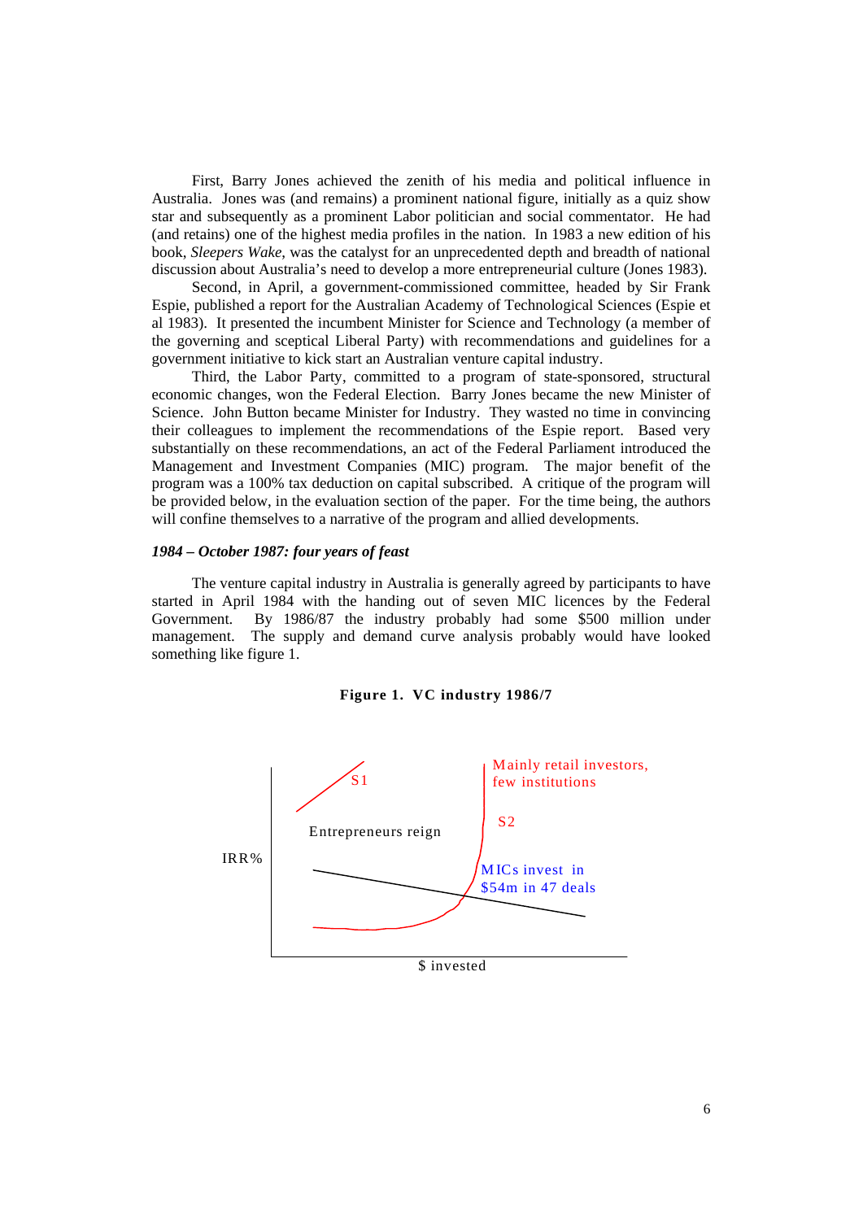First, Barry Jones achieved the zenith of his media and political influence in Australia. Jones was (and remains) a prominent national figure, initially as a quiz show star and subsequently as a prominent Labor politician and social commentator. He had (and retains) one of the highest media profiles in the nation. In 1983 a new edition of his book, *Sleepers Wake*, was the catalyst for an unprecedented depth and breadth of national discussion about Australia's need to develop a more entrepreneurial culture (Jones 1983).

Second, in April, a government-commissioned committee, headed by Sir Frank Espie, published a report for the Australian Academy of Technological Sciences (Espie et al 1983). It presented the incumbent Minister for Science and Technology (a member of the governing and sceptical Liberal Party) with recommendations and guidelines for a government initiative to kick start an Australian venture capital industry.

Third, the Labor Party, committed to a program of state-sponsored, structural economic changes, won the Federal Election. Barry Jones became the new Minister of Science. John Button became Minister for Industry. They wasted no time in convincing their colleagues to implement the recommendations of the Espie report. Based very substantially on these recommendations, an act of the Federal Parliament introduced the Management and Investment Companies (MIC) program. The major benefit of the program was a 100% tax deduction on capital subscribed. A critique of the program will be provided below, in the evaluation section of the paper. For the time being, the authors will confine themselves to a narrative of the program and allied developments.

### *1984 – October 1987: four years of feast*

The venture capital industry in Australia is generally agreed by participants to have started in April 1984 with the handing out of seven MIC licences by the Federal Government. By 1986/87 the industry probably had some $500 million under management. The supply and demand curve analysis probably would have looked something like figure 1.

**Figure 1. VC industry 1986/7**

S1

Entrepreneurs reign

Mainly retail investors, few institutions

S2

IRR%

MICs invest in $54m in 47 deals

$ invested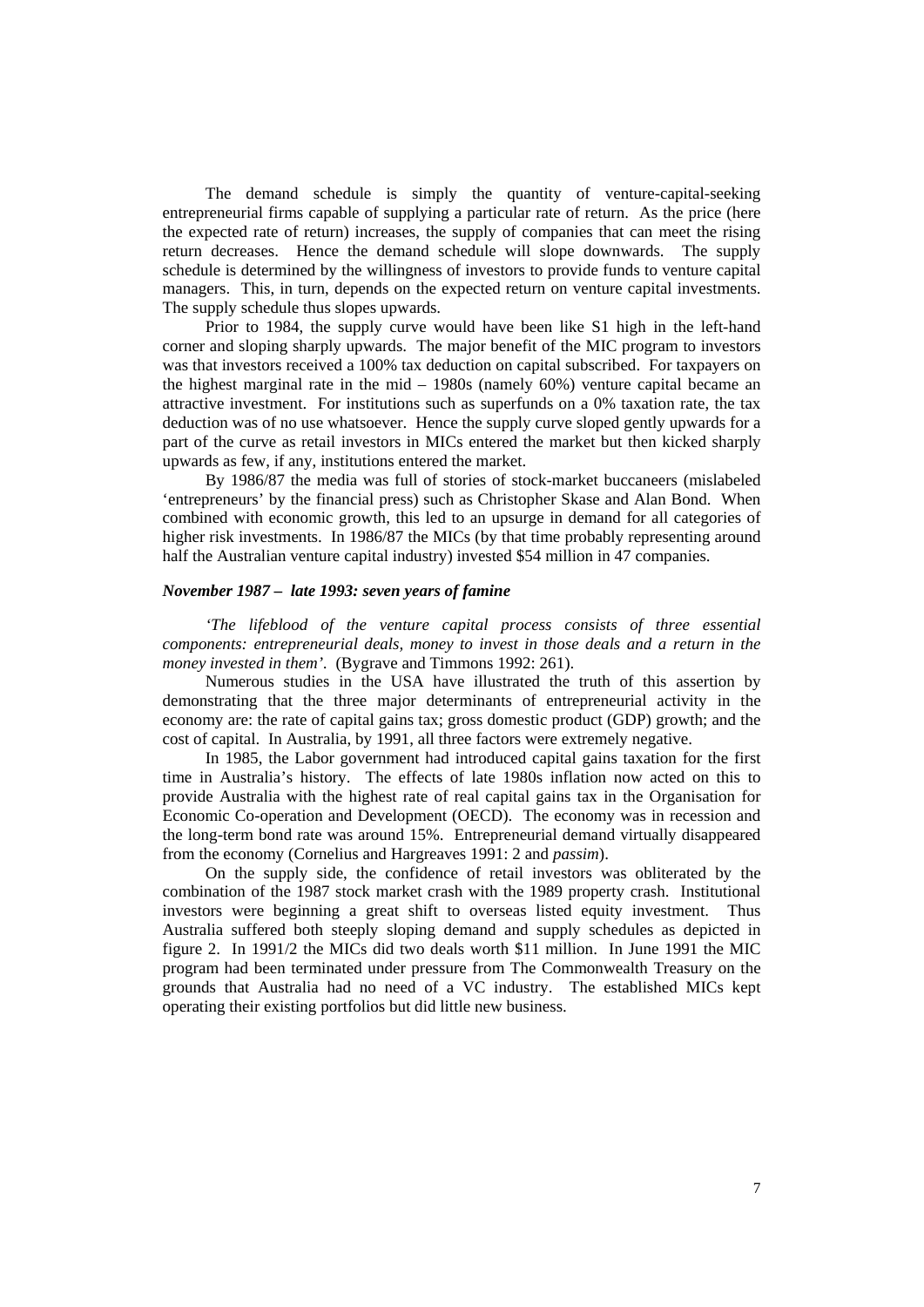The demand schedule is simply the quantity of venture-capital-seeking entrepreneurial firms capable of supplying a particular rate of return. As the price (here the expected rate of return) increases, the supply of companies that can meet the rising return decreases. Hence the demand schedule will slope downwards. The supply schedule is determined by the willingness of investors to provide funds to venture capital managers. This, in turn, depends on the expected return on venture capital investments. The supply schedule thus slopes upwards.

Prior to 1984, the supply curve would have been like S1 high in the left-hand corner and sloping sharply upwards. The major benefit of the MIC program to investors was that investors received a 100% tax deduction on capital subscribed. For taxpayers on the highest marginal rate in the mid – 1980s (namely 60%) venture capital became an attractive investment. For institutions such as superfunds on a 0% taxation rate, the tax deduction was of no use whatsoever. Hence the supply curve sloped gently upwards for a part of the curve as retail investors in MICs entered the market but then kicked sharply upwards as few, if any, institutions entered the market.

By 1986/87 the media was full of stories of stock-market buccaneers (mislabeled 'entrepreneurs' by the financial press) such as Christopher Skase and Alan Bond. When combined with economic growth, this led to an upsurge in demand for all categories of higher risk investments. In 1986/87 the MICs (by that time probably representing around half the Australian venture capital industry) invested $54 million in 47 companies.

### *November 1987 – late 1993: seven years of famine*

*'The lifeblood of the venture capital process consists of three essential components: entrepreneurial deals, money to invest in those deals and a return in the money invested in them'.* (Bygrave and Timmons 1992: 261).

Numerous studies in the USA have illustrated the truth of this assertion by demonstrating that the three major determinants of entrepreneurial activity in the economy are: the rate of capital gains tax; gross domestic product (GDP) growth; and the cost of capital. In Australia, by 1991, all three factors were extremely negative.

In 1985, the Labor government had introduced capital gains taxation for the first time in Australia's history. The effects of late 1980s inflation now acted on this to provide Australia with the highest rate of real capital gains tax in the Organisation for Economic Co-operation and Development (OECD). The economy was in recession and the long-term bond rate was around 15%. Entrepreneurial demand virtually disappeared from the economy (Cornelius and Hargreaves 1991: 2 and *passim*).

On the supply side, the confidence of retail investors was obliterated by the combination of the 1987 stock market crash with the 1989 property crash. Institutional investors were beginning a great shift to overseas listed equity investment. Thus Australia suffered both steeply sloping demand and supply schedules as depicted in figure 2. In 1991/2 the MICs did two deals worth $11 million. In June 1991 the MIC program had been terminated under pressure from The Commonwealth Treasury on the grounds that Australia had no need of a VC industry. The established MICs kept operating their existing portfolios but did little new business.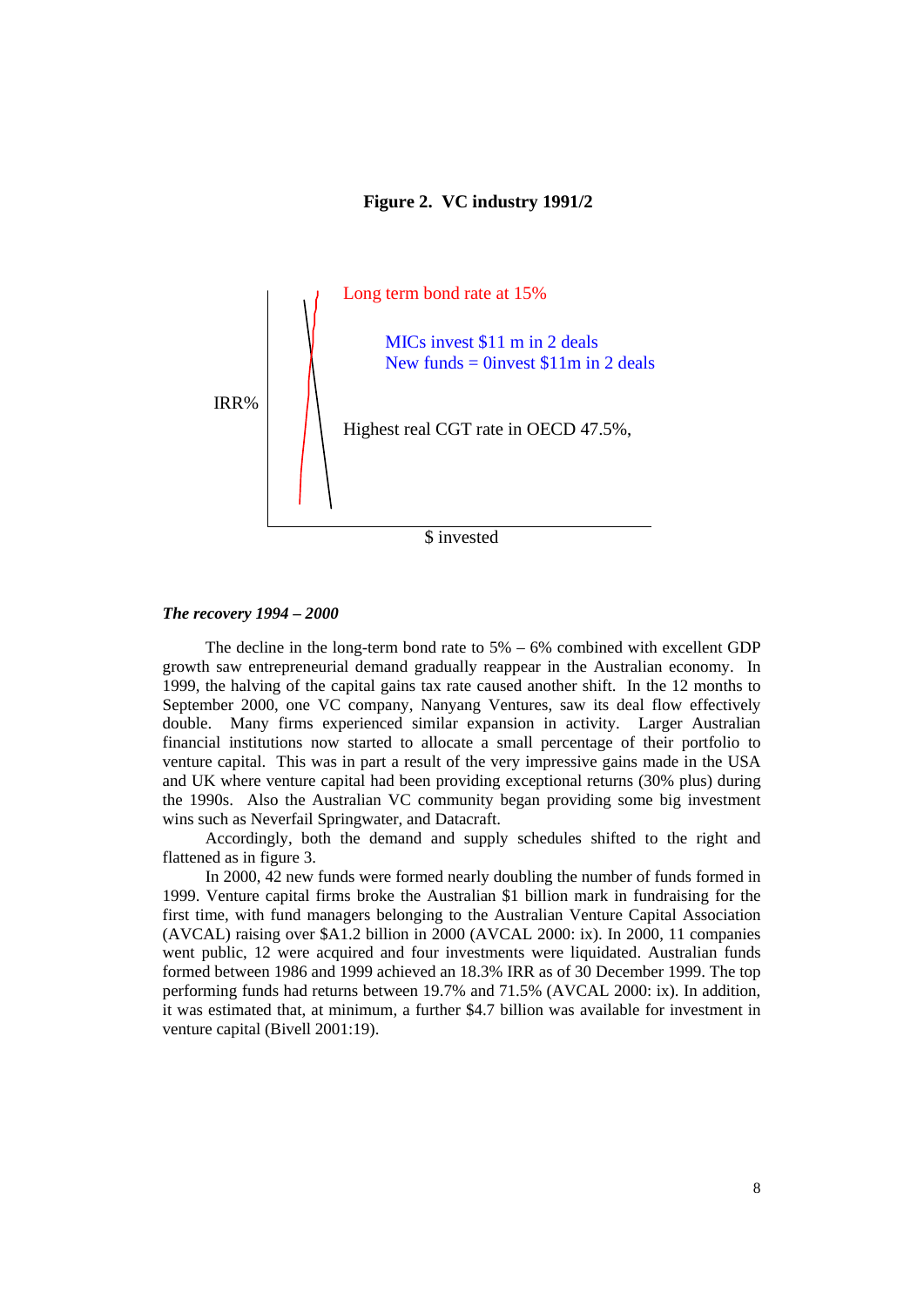**Figure 2. VC industry 1991/2**

Long term bond rate at 15%

MICs invest $11 m in 2 deals
New funds = 0invest $11m in 2 deals

IRR%

Highest real CGT rate in OECD 47.5%,

$ invested

***The recovery 1994 – 2000***

The decline in the long-term bond rate to 5% – 6% combined with excellent GDP growth saw entrepreneurial demand gradually reappear in the Australian economy. In 1999, the halving of the capital gains tax rate caused another shift. In the 12 months to September 2000, one VC company, Nanyang Ventures, saw its deal flow effectively double. Many firms experienced similar expansion in activity. Larger Australian financial institutions now started to allocate a small percentage of their portfolio to venture capital. This was in part a result of the very impressive gains made in the USA and UK where venture capital had been providing exceptional returns (30% plus) during the 1990s. Also the Australian VC community began providing some big investment wins such as Neverfail Springwater, and Datacraft.

Accordingly, both the demand and supply schedules shifted to the right and flattened as in figure 3.

In 2000, 42 new funds were formed nearly doubling the number of funds formed in 1999. Venture capital firms broke the Australian $1 billion mark in fundraising for the first time, with fund managers belonging to the Australian Venture Capital Association (AVCAL) raising over $A1.2 billion in 2000 (AVCAL 2000: ix). In 2000, 11 companies went public, 12 were acquired and four investments were liquidated. Australian funds formed between 1986 and 1999 achieved an 18.3% IRR as of 30 December 1999. The top performing funds had returns between 19.7% and 71.5% (AVCAL 2000: ix). In addition, it was estimated that, at minimum, a further $4.7 billion was available for investment in venture capital (Bivell 2001:19).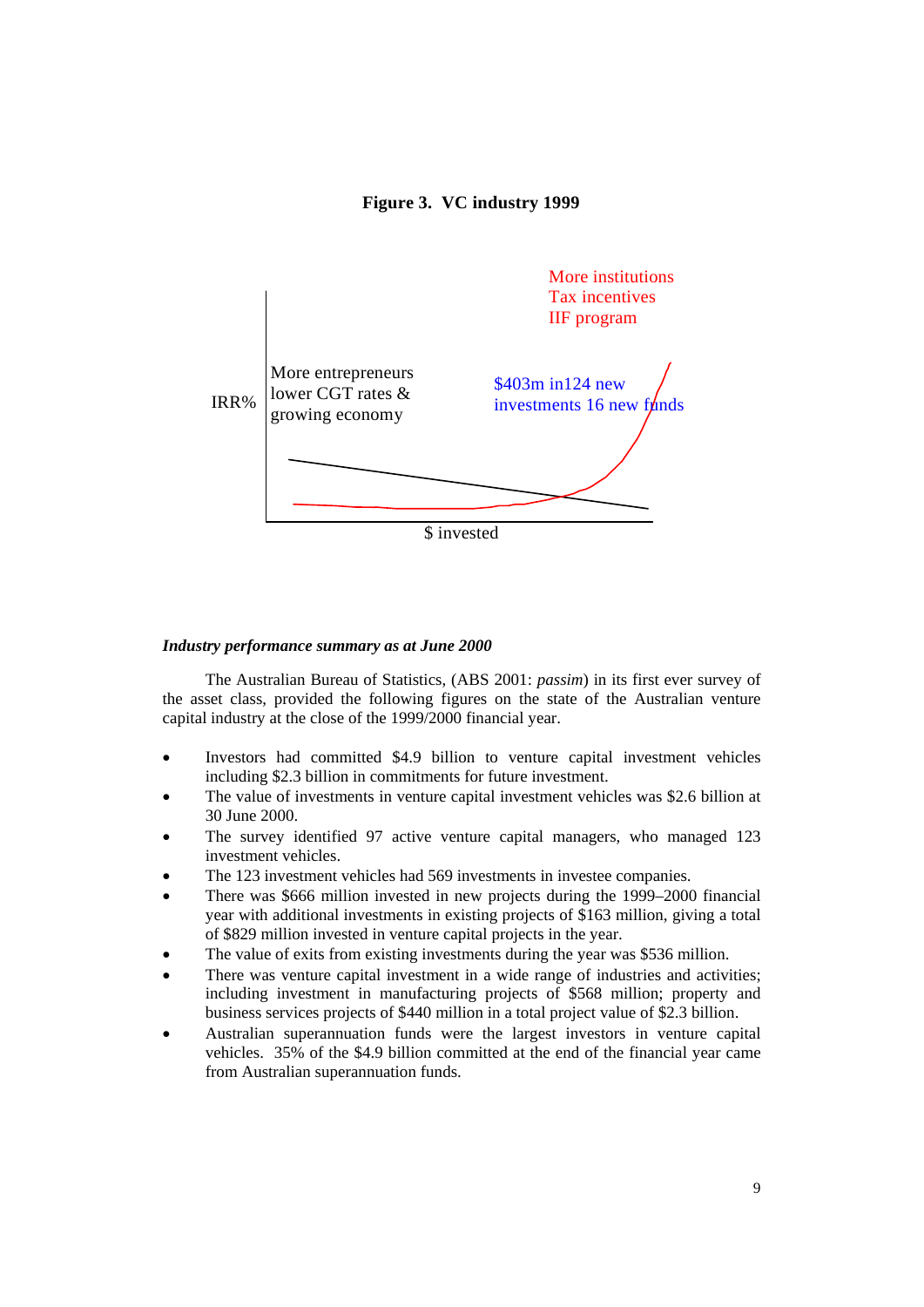**Figure 3. VC industry 1999**

IRR%

More entrepreneurs lower CGT rates & growing economy

More institutions
Tax incentives
IIF program

$403m in124 new investments 16 new funds

$ invested

***Industry performance summary as at June 2000***

The Australian Bureau of Statistics, (ABS 2001: *passim*) in its first ever survey of the asset class, provided the following figures on the state of the Australian venture capital industry at the close of the 1999/2000 financial year.

- Investors had committed $4.9 billion to venture capital investment vehicles including $2.3 billion in commitments for future investment.
- The value of investments in venture capital investment vehicles was $2.6 billion at 30 June 2000.
- The survey identified 97 active venture capital managers, who managed 123 investment vehicles.
- The 123 investment vehicles had 569 investments in investee companies.
- There was $666 million invested in new projects during the 1999–2000 financial year with additional investments in existing projects of $163 million, giving a total of $829 million invested in venture capital projects in the year.
- The value of exits from existing investments during the year was $536 million.
- There was venture capital investment in a wide range of industries and activities; including investment in manufacturing projects of $568 million; property and business services projects of $440 million in a total project value of $2.3 billion.
- Australian superannuation funds were the largest investors in venture capital vehicles. 35% of the $4.9 billion committed at the end of the financial year came from Australian superannuation funds.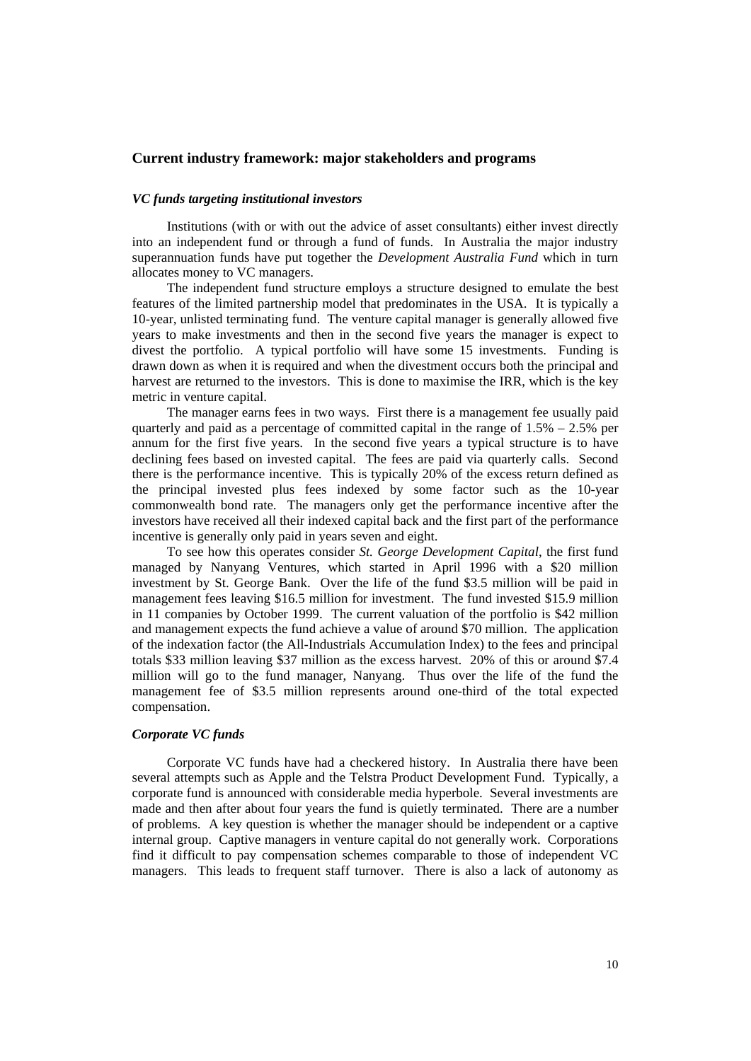## Current industry framework: major stakeholders and programs

### *VC funds targeting institutional investors*

Institutions (with or with out the advice of asset consultants) either invest directly into an independent fund or through a fund of funds. In Australia the major industry superannuation funds have put together the *Development Australia Fund* which in turn allocates money to VC managers.

The independent fund structure employs a structure designed to emulate the best features of the limited partnership model that predominates in the USA. It is typically a 10-year, unlisted terminating fund. The venture capital manager is generally allowed five years to make investments and then in the second five years the manager is expect to divest the portfolio. A typical portfolio will have some 15 investments. Funding is drawn down as when it is required and when the divestment occurs both the principal and harvest are returned to the investors. This is done to maximise the IRR, which is the key metric in venture capital.

The manager earns fees in two ways. First there is a management fee usually paid quarterly and paid as a percentage of committed capital in the range of 1.5% – 2.5% per annum for the first five years. In the second five years a typical structure is to have declining fees based on invested capital. The fees are paid via quarterly calls. Second there is the performance incentive. This is typically 20% of the excess return defined as the principal invested plus fees indexed by some factor such as the 10-year commonwealth bond rate. The managers only get the performance incentive after the investors have received all their indexed capital back and the first part of the performance incentive is generally only paid in years seven and eight.

To see how this operates consider *St. George Development Capital*, the first fund managed by Nanyang Ventures, which started in April 1996 with a $20 million investment by St. George Bank. Over the life of the fund $3.5 million will be paid in management fees leaving $16.5 million for investment. The fund invested $15.9 million in 11 companies by October 1999. The current valuation of the portfolio is $42 million and management expects the fund achieve a value of around $70 million. The application of the indexation factor (the All-Industrials Accumulation Index) to the fees and principal totals $33 million leaving $37 million as the excess harvest. 20% of this or around $7.4 million will go to the fund manager, Nanyang. Thus over the life of the fund the management fee of $3.5 million represents around one-third of the total expected compensation.

### *Corporate VC funds*

Corporate VC funds have had a checkered history. In Australia there have been several attempts such as Apple and the Telstra Product Development Fund. Typically, a corporate fund is announced with considerable media hyperbole. Several investments are made and then after about four years the fund is quietly terminated. There are a number of problems. A key question is whether the manager should be independent or a captive internal group. Captive managers in venture capital do not generally work. Corporations find it difficult to pay compensation schemes comparable to those of independent VC managers. This leads to frequent staff turnover. There is also a lack of autonomy as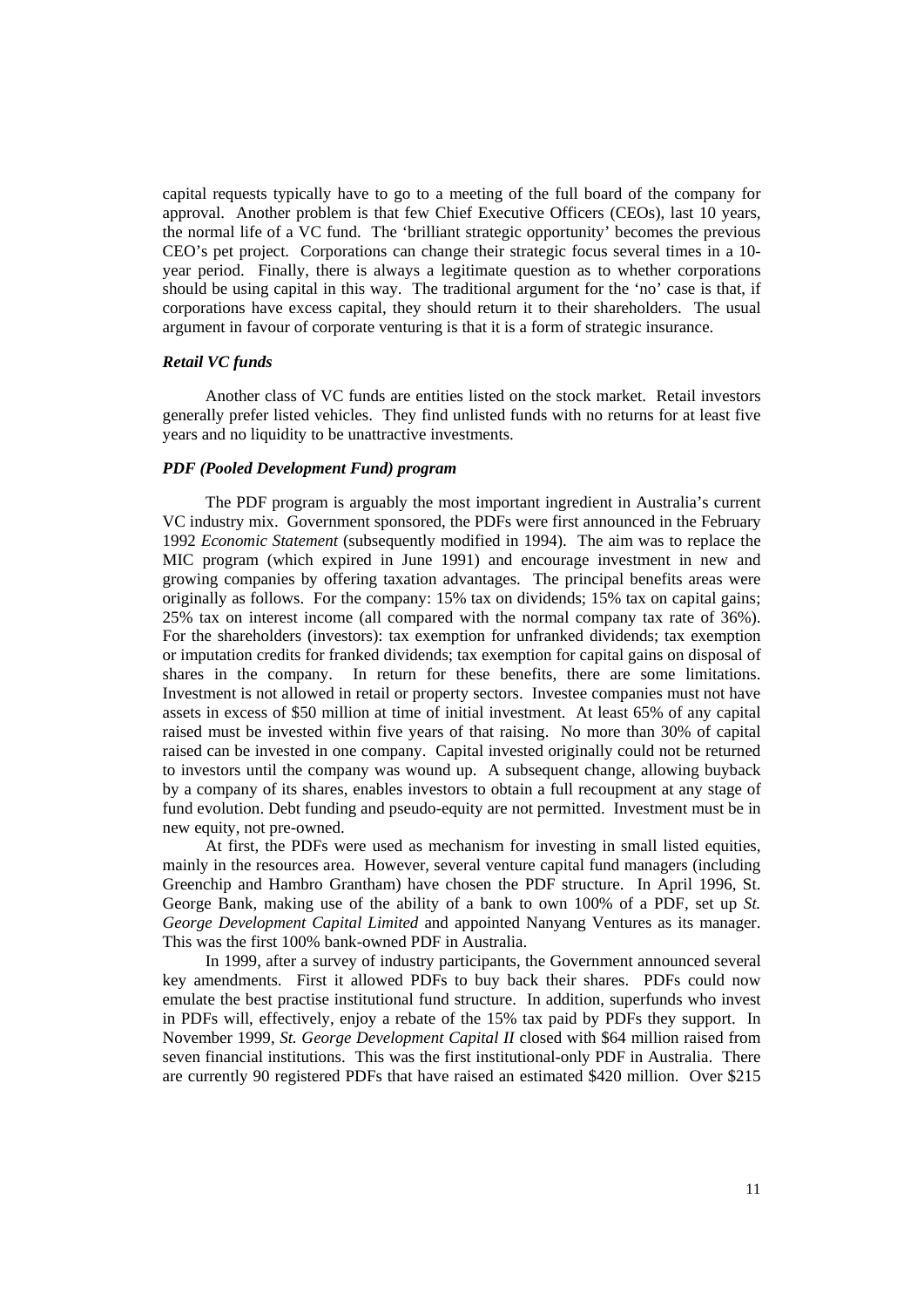capital requests typically have to go to a meeting of the full board of the company for approval. Another problem is that few Chief Executive Officers (CEOs), last 10 years, the normal life of a VC fund. The 'brilliant strategic opportunity' becomes the previous CEO's pet project. Corporations can change their strategic focus several times in a 10-year period. Finally, there is always a legitimate question as to whether corporations should be using capital in this way. The traditional argument for the 'no' case is that, if corporations have excess capital, they should return it to their shareholders. The usual argument in favour of corporate venturing is that it is a form of strategic insurance.

### *Retail VC funds*

Another class of VC funds are entities listed on the stock market. Retail investors generally prefer listed vehicles. They find unlisted funds with no returns for at least five years and no liquidity to be unattractive investments.

### *PDF (Pooled Development Fund) program*

The PDF program is arguably the most important ingredient in Australia's current VC industry mix. Government sponsored, the PDFs were first announced in the February 1992 *Economic Statement* (subsequently modified in 1994). The aim was to replace the MIC program (which expired in June 1991) and encourage investment in new and growing companies by offering taxation advantages. The principal benefits areas were originally as follows. For the company: 15% tax on dividends; 15% tax on capital gains; 25% tax on interest income (all compared with the normal company tax rate of 36%). For the shareholders (investors): tax exemption for unfranked dividends; tax exemption or imputation credits for franked dividends; tax exemption for capital gains on disposal of shares in the company. In return for these benefits, there are some limitations. Investment is not allowed in retail or property sectors. Investee companies must not have assets in excess of \$50 million at time of initial investment. At least 65% of any capital raised must be invested within five years of that raising. No more than 30% of capital raised can be invested in one company. Capital invested originally could not be returned to investors until the company was wound up. A subsequent change, allowing buyback by a company of its shares, enables investors to obtain a full recoupment at any stage of fund evolution. Debt funding and pseudo-equity are not permitted. Investment must be in new equity, not pre-owned.

At first, the PDFs were used as mechanism for investing in small listed equities, mainly in the resources area. However, several venture capital fund managers (including Greenchip and Hambro Grantham) have chosen the PDF structure. In April 1996, St. George Bank, making use of the ability of a bank to own 100% of a PDF, set up *St. George Development Capital Limited* and appointed Nanyang Ventures as its manager. This was the first 100% bank-owned PDF in Australia.

In 1999, after a survey of industry participants, the Government announced several key amendments. First it allowed PDFs to buy back their shares. PDFs could now emulate the best practise institutional fund structure. In addition, superfunds who invest in PDFs will, effectively, enjoy a rebate of the 15% tax paid by PDFs they support. In November 1999, *St. George Development Capital II* closed with \$64 million raised from seven financial institutions. This was the first institutional-only PDF in Australia. There are currently 90 registered PDFs that have raised an estimated \$420 million. Over \$215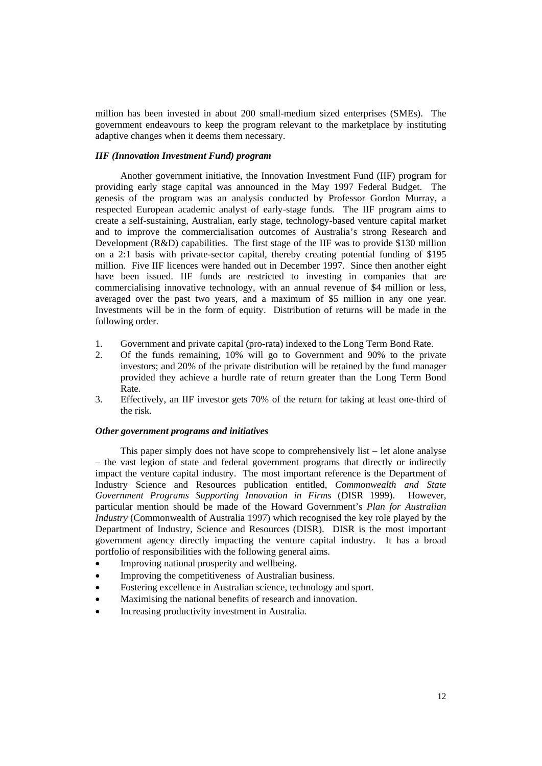million has been invested in about 200 small-medium sized enterprises (SMEs). The government endeavours to keep the program relevant to the marketplace by instituting adaptive changes when it deems them necessary.

### *IIF (Innovation Investment Fund) program*

Another government initiative, the Innovation Investment Fund (IIF) program for providing early stage capital was announced in the May 1997 Federal Budget. The genesis of the program was an analysis conducted by Professor Gordon Murray, a respected European academic analyst of early-stage funds. The IIF program aims to create a self-sustaining, Australian, early stage, technology-based venture capital market and to improve the commercialisation outcomes of Australia's strong Research and Development (R&D) capabilities. The first stage of the IIF was to provide $130 million on a 2:1 basis with private-sector capital, thereby creating potential funding of $195 million. Five IIF licences were handed out in December 1997. Since then another eight have been issued. IIF funds are restricted to investing in companies that are commercialising innovative technology, with an annual revenue of $4 million or less, averaged over the past two years, and a maximum of $5 million in any one year. Investments will be in the form of equity. Distribution of returns will be made in the following order.

1. Government and private capital (pro-rata) indexed to the Long Term Bond Rate.
2. Of the funds remaining, 10% will go to Government and 90% to the private investors; and 20% of the private distribution will be retained by the fund manager provided they achieve a hurdle rate of return greater than the Long Term Bond Rate.
3. Effectively, an IIF investor gets 70% of the return for taking at least one-third of the risk.

### *Other government programs and initiatives*

This paper simply does not have scope to comprehensively list – let alone analyse – the vast legion of state and federal government programs that directly or indirectly impact the venture capital industry. The most important reference is the Department of Industry Science and Resources publication entitled, *Commonwealth and State Government Programs Supporting Innovation in Firms* (DISR 1999). However, particular mention should be made of the Howard Government's *Plan for Australian Industry* (Commonwealth of Australia 1997) which recognised the key role played by the Department of Industry, Science and Resources (DISR). DISR is the most important government agency directly impacting the venture capital industry. It has a broad portfolio of responsibilities with the following general aims.

- Improving national prosperity and wellbeing.
- Improving the competitiveness of Australian business.
- Fostering excellence in Australian science, technology and sport.
- Maximising the national benefits of research and innovation.
- Increasing productivity investment in Australia.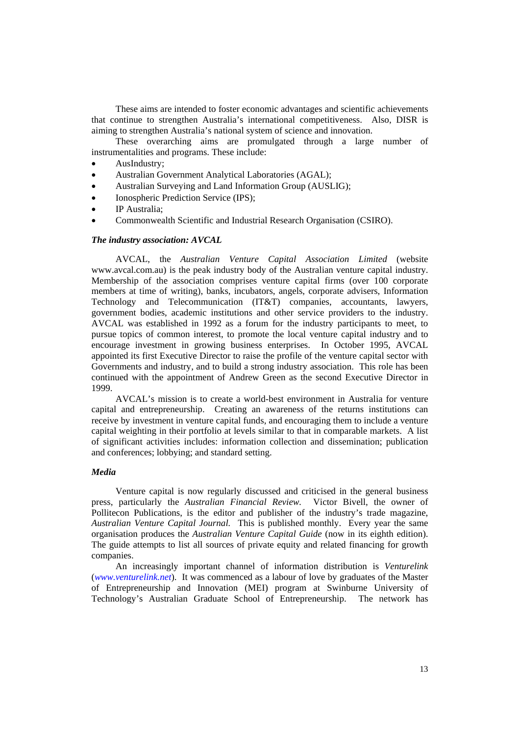These aims are intended to foster economic advantages and scientific achievements that continue to strengthen Australia's international competitiveness. Also, DISR is aiming to strengthen Australia's national system of science and innovation.

These overarching aims are promulgated through a large number of instrumentalities and programs. These include:

- AusIndustry;
- Australian Government Analytical Laboratories (AGAL);
- Australian Surveying and Land Information Group (AUSLIG);
- Ionospheric Prediction Service (IPS);
- IP Australia;
- Commonwealth Scientific and Industrial Research Organisation (CSIRO).

***The industry association: AVCAL***

AVCAL, the *Australian Venture Capital Association Limited* (website www.avcal.com.au) is the peak industry body of the Australian venture capital industry. Membership of the association comprises venture capital firms (over 100 corporate members at time of writing), banks, incubators, angels, corporate advisers, Information Technology and Telecommunication (IT&T) companies, accountants, lawyers, government bodies, academic institutions and other service providers to the industry. AVCAL was established in 1992 as a forum for the industry participants to meet, to pursue topics of common interest, to promote the local venture capital industry and to encourage investment in growing business enterprises. In October 1995, AVCAL appointed its first Executive Director to raise the profile of the venture capital sector with Governments and industry, and to build a strong industry association. This role has been continued with the appointment of Andrew Green as the second Executive Director in 1999.

AVCAL's mission is to create a world-best environment in Australia for venture capital and entrepreneurship. Creating an awareness of the returns institutions can receive by investment in venture capital funds, and encouraging them to include a venture capital weighting in their portfolio at levels similar to that in comparable markets. A list of significant activities includes: information collection and dissemination; publication and conferences; lobbying; and standard setting.

***Media***

Venture capital is now regularly discussed and criticised in the general business press, particularly the *Australian Financial Review.* Victor Bivell, the owner of Pollitecon Publications, is the editor and publisher of the industry's trade magazine, *Australian Venture Capital Journal.* This is published monthly. Every year the same organisation produces the *Australian Venture Capital Guide* (now in its eighth edition). The guide attempts to list all sources of private equity and related financing for growth companies.

An increasingly important channel of information distribution is *Venturelink* (*www.venturelink.net*). It was commenced as a labour of love by graduates of the Master of Entrepreneurship and Innovation (MEI) program at Swinburne University of Technology's Australian Graduate School of Entrepreneurship. The network has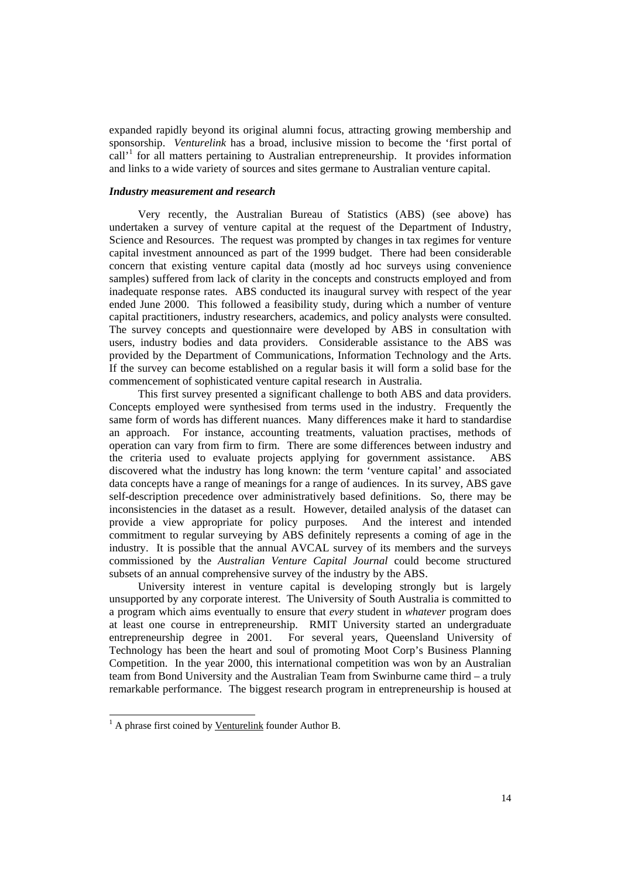expanded rapidly beyond its original alumni focus, attracting growing membership and sponsorship. *Venturelink* has a broad, inclusive mission to become the 'first portal of call'[1] for all matters pertaining to Australian entrepreneurship. It provides information and links to a wide variety of sources and sites germane to Australian venture capital.

### *Industry measurement and research*

Very recently, the Australian Bureau of Statistics (ABS) (see above) has undertaken a survey of venture capital at the request of the Department of Industry, Science and Resources. The request was prompted by changes in tax regimes for venture capital investment announced as part of the 1999 budget. There had been considerable concern that existing venture capital data (mostly ad hoc surveys using convenience samples) suffered from lack of clarity in the concepts and constructs employed and from inadequate response rates. ABS conducted its inaugural survey with respect of the year ended June 2000. This followed a feasibility study, during which a number of venture capital practitioners, industry researchers, academics, and policy analysts were consulted. The survey concepts and questionnaire were developed by ABS in consultation with users, industry bodies and data providers. Considerable assistance to the ABS was provided by the Department of Communications, Information Technology and the Arts. If the survey can become established on a regular basis it will form a solid base for the commencement of sophisticated venture capital research in Australia.

This first survey presented a significant challenge to both ABS and data providers. Concepts employed were synthesised from terms used in the industry. Frequently the same form of words has different nuances. Many differences make it hard to standardise an approach. For instance, accounting treatments, valuation practises, methods of operation can vary from firm to firm. There are some differences between industry and the criteria used to evaluate projects applying for government assistance. ABS discovered what the industry has long known: the term 'venture capital' and associated data concepts have a range of meanings for a range of audiences. In its survey, ABS gave self-description precedence over administratively based definitions. So, there may be inconsistencies in the dataset as a result. However, detailed analysis of the dataset can provide a view appropriate for policy purposes. And the interest and intended commitment to regular surveying by ABS definitely represents a coming of age in the industry. It is possible that the annual AVCAL survey of its members and the surveys commissioned by the *Australian Venture Capital Journal* could become structured subsets of an annual comprehensive survey of the industry by the ABS.

University interest in venture capital is developing strongly but is largely unsupported by any corporate interest. The University of South Australia is committed to a program which aims eventually to ensure that *every* student in *whatever* program does at least one course in entrepreneurship. RMIT University started an undergraduate entrepreneurship degree in 2001. For several years, Queensland University of Technology has been the heart and soul of promoting Moot Corp's Business Planning Competition. In the year 2000, this international competition was won by an Australian team from Bond University and the Australian Team from Swinburne came third – a truly remarkable performance. The biggest research program in entrepreneurship is housed at

[1] A phrase first coined by Venturelink founder Author B.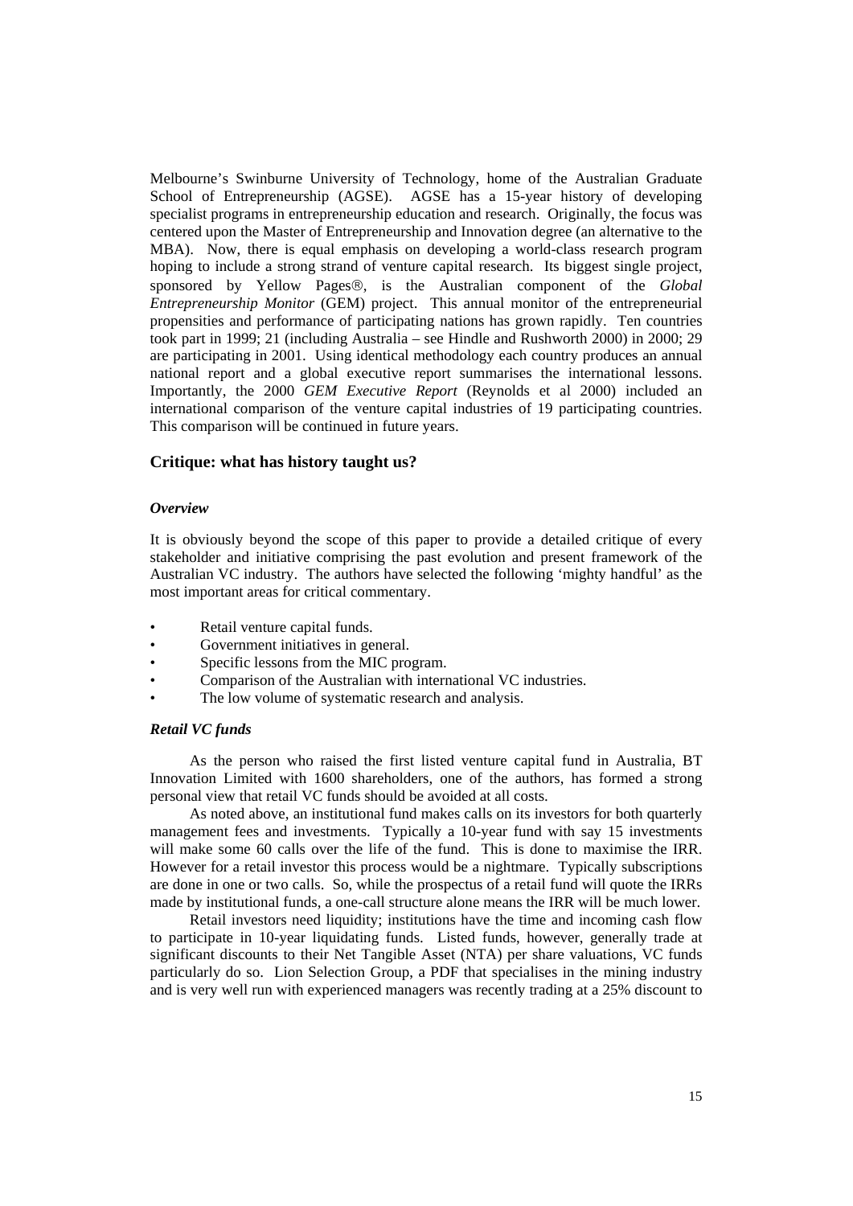Melbourne's Swinburne University of Technology, home of the Australian Graduate School of Entrepreneurship (AGSE). AGSE has a 15-year history of developing specialist programs in entrepreneurship education and research. Originally, the focus was centered upon the Master of Entrepreneurship and Innovation degree (an alternative to the MBA). Now, there is equal emphasis on developing a world-class research program hoping to include a strong strand of venture capital research. Its biggest single project, sponsored by Yellow Pages®, is the Australian component of the *Global Entrepreneurship Monitor* (GEM) project. This annual monitor of the entrepreneurial propensities and performance of participating nations has grown rapidly. Ten countries took part in 1999; 21 (including Australia – see Hindle and Rushworth 2000) in 2000; 29 are participating in 2001. Using identical methodology each country produces an annual national report and a global executive report summarises the international lessons. Importantly, the 2000 *GEM Executive Report* (Reynolds et al 2000) included an international comparison of the venture capital industries of 19 participating countries. This comparison will be continued in future years.

## Critique: what has history taught us?

### *Overview*

It is obviously beyond the scope of this paper to provide a detailed critique of every stakeholder and initiative comprising the past evolution and present framework of the Australian VC industry. The authors have selected the following 'mighty handful' as the most important areas for critical commentary.

- Retail venture capital funds.
- Government initiatives in general.
- Specific lessons from the MIC program.
- Comparison of the Australian with international VC industries.
- The low volume of systematic research and analysis.

### *Retail VC funds*

As the person who raised the first listed venture capital fund in Australia, BT Innovation Limited with 1600 shareholders, one of the authors, has formed a strong personal view that retail VC funds should be avoided at all costs.

As noted above, an institutional fund makes calls on its investors for both quarterly management fees and investments. Typically a 10-year fund with say 15 investments will make some 60 calls over the life of the fund. This is done to maximise the IRR. However for a retail investor this process would be a nightmare. Typically subscriptions are done in one or two calls. So, while the prospectus of a retail fund will quote the IRRs made by institutional funds, a one-call structure alone means the IRR will be much lower.

Retail investors need liquidity; institutions have the time and incoming cash flow to participate in 10-year liquidating funds. Listed funds, however, generally trade at significant discounts to their Net Tangible Asset (NTA) per share valuations, VC funds particularly do so. Lion Selection Group, a PDF that specialises in the mining industry and is very well run with experienced managers was recently trading at a 25% discount to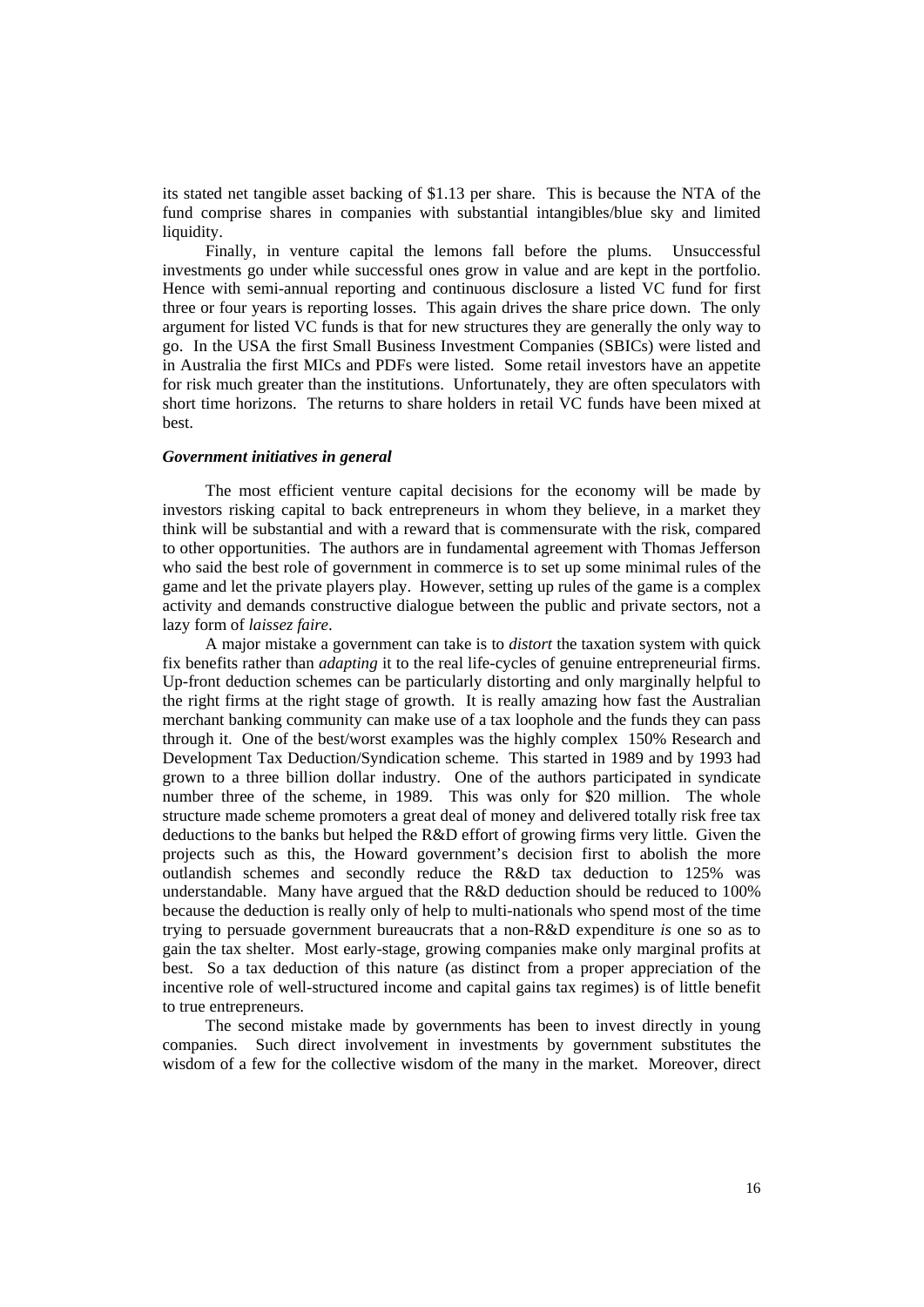its stated net tangible asset backing of $1.13 per share. This is because the NTA of the fund comprise shares in companies with substantial intangibles/blue sky and limited liquidity.

Finally, in venture capital the lemons fall before the plums. Unsuccessful investments go under while successful ones grow in value and are kept in the portfolio. Hence with semi-annual reporting and continuous disclosure a listed VC fund for first three or four years is reporting losses. This again drives the share price down. The only argument for listed VC funds is that for new structures they are generally the only way to go. In the USA the first Small Business Investment Companies (SBICs) were listed and in Australia the first MICs and PDFs were listed. Some retail investors have an appetite for risk much greater than the institutions. Unfortunately, they are often speculators with short time horizons. The returns to share holders in retail VC funds have been mixed at best.

### *Government initiatives in general*

The most efficient venture capital decisions for the economy will be made by investors risking capital to back entrepreneurs in whom they believe, in a market they think will be substantial and with a reward that is commensurate with the risk, compared to other opportunities. The authors are in fundamental agreement with Thomas Jefferson who said the best role of government in commerce is to set up some minimal rules of the game and let the private players play. However, setting up rules of the game is a complex activity and demands constructive dialogue between the public and private sectors, not a lazy form of *laissez faire*.

A major mistake a government can take is to *distort* the taxation system with quick fix benefits rather than *adapting* it to the real life-cycles of genuine entrepreneurial firms. Up-front deduction schemes can be particularly distorting and only marginally helpful to the right firms at the right stage of growth. It is really amazing how fast the Australian merchant banking community can make use of a tax loophole and the funds they can pass through it. One of the best/worst examples was the highly complex 150% Research and Development Tax Deduction/Syndication scheme. This started in 1989 and by 1993 had grown to a three billion dollar industry. One of the authors participated in syndicate number three of the scheme, in 1989. This was only for $20 million. The whole structure made scheme promoters a great deal of money and delivered totally risk free tax deductions to the banks but helped the R&D effort of growing firms very little. Given the projects such as this, the Howard government's decision first to abolish the more outlandish schemes and secondly reduce the R&D tax deduction to 125% was understandable. Many have argued that the R&D deduction should be reduced to 100% because the deduction is really only of help to multi-nationals who spend most of the time trying to persuade government bureaucrats that a non-R&D expenditure *is* one so as to gain the tax shelter. Most early-stage, growing companies make only marginal profits at best. So a tax deduction of this nature (as distinct from a proper appreciation of the incentive role of well-structured income and capital gains tax regimes) is of little benefit to true entrepreneurs.

The second mistake made by governments has been to invest directly in young companies. Such direct involvement in investments by government substitutes the wisdom of a few for the collective wisdom of the many in the market. Moreover, direct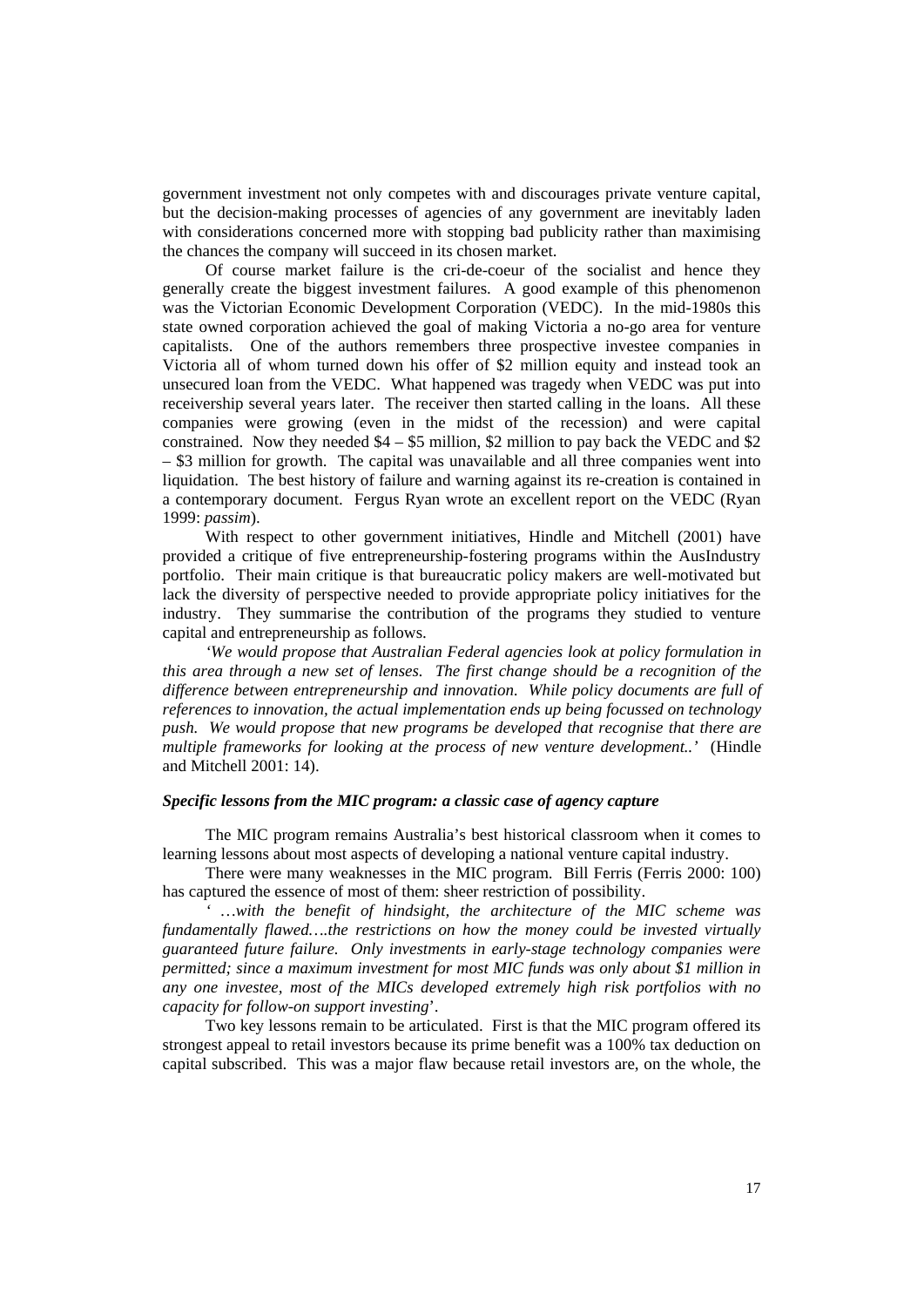government investment not only competes with and discourages private venture capital, but the decision-making processes of agencies of any government are inevitably laden with considerations concerned more with stopping bad publicity rather than maximising the chances the company will succeed in its chosen market.

Of course market failure is the cri-de-coeur of the socialist and hence they generally create the biggest investment failures. A good example of this phenomenon was the Victorian Economic Development Corporation (VEDC). In the mid-1980s this state owned corporation achieved the goal of making Victoria a no-go area for venture capitalists. One of the authors remembers three prospective investee companies in Victoria all of whom turned down his offer of \$2 million equity and instead took an unsecured loan from the VEDC. What happened was tragedy when VEDC was put into receivership several years later. The receiver then started calling in the loans. All these companies were growing (even in the midst of the recession) and were capital constrained. Now they needed \$4 – \$5 million, \$2 million to pay back the VEDC and \$2 – \$3 million for growth. The capital was unavailable and all three companies went into liquidation. The best history of failure and warning against its re-creation is contained in a contemporary document. Fergus Ryan wrote an excellent report on the VEDC (Ryan 1999: *passim*).

With respect to other government initiatives, Hindle and Mitchell (2001) have provided a critique of five entrepreneurship-fostering programs within the AusIndustry portfolio. Their main critique is that bureaucratic policy makers are well-motivated but lack the diversity of perspective needed to provide appropriate policy initiatives for the industry. They summarise the contribution of the programs they studied to venture capital and entrepreneurship as follows.

*'We would propose that Australian Federal agencies look at policy formulation in this area through a new set of lenses. The first change should be a recognition of the difference between entrepreneurship and innovation. While policy documents are full of references to innovation, the actual implementation ends up being focussed on technology push. We would propose that new programs be developed that recognise that there are multiple frameworks for looking at the process of new venture development..'* (Hindle and Mitchell 2001: 14).

### *Specific lessons from the MIC program: a classic case of agency capture*

The MIC program remains Australia's best historical classroom when it comes to learning lessons about most aspects of developing a national venture capital industry.

There were many weaknesses in the MIC program. Bill Ferris (Ferris 2000: 100) has captured the essence of most of them: sheer restriction of possibility.

*' …with the benefit of hindsight, the architecture of the MIC scheme was fundamentally flawed….the restrictions on how the money could be invested virtually guaranteed future failure. Only investments in early-stage technology companies were permitted; since a maximum investment for most MIC funds was only about \$1 million in any one investee, most of the MICs developed extremely high risk portfolios with no capacity for follow-on support investing*'.

Two key lessons remain to be articulated. First is that the MIC program offered its strongest appeal to retail investors because its prime benefit was a 100% tax deduction on capital subscribed. This was a major flaw because retail investors are, on the whole, the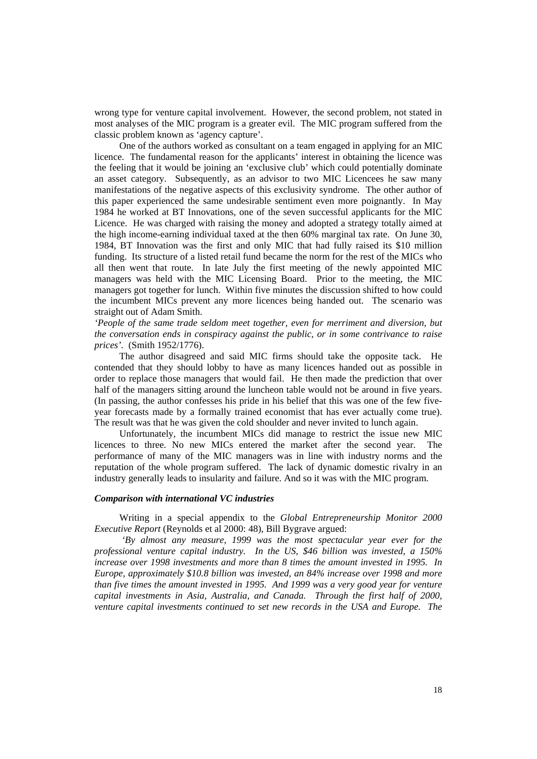wrong type for venture capital involvement. However, the second problem, not stated in most analyses of the MIC program is a greater evil. The MIC program suffered from the classic problem known as 'agency capture'.

One of the authors worked as consultant on a team engaged in applying for an MIC licence. The fundamental reason for the applicants' interest in obtaining the licence was the feeling that it would be joining an 'exclusive club' which could potentially dominate an asset category. Subsequently, as an advisor to two MIC Licencees he saw many manifestations of the negative aspects of this exclusivity syndrome. The other author of this paper experienced the same undesirable sentiment even more poignantly. In May 1984 he worked at BT Innovations, one of the seven successful applicants for the MIC Licence. He was charged with raising the money and adopted a strategy totally aimed at the high income-earning individual taxed at the then 60% marginal tax rate. On June 30, 1984, BT Innovation was the first and only MIC that had fully raised its $10 million funding. Its structure of a listed retail fund became the norm for the rest of the MICs who all then went that route. In late July the first meeting of the newly appointed MIC managers was held with the MIC Licensing Board. Prior to the meeting, the MIC managers got together for lunch. Within five minutes the discussion shifted to how could the incumbent MICs prevent any more licences being handed out. The scenario was straight out of Adam Smith.

*'People of the same trade seldom meet together, even for merriment and diversion, but the conversation ends in conspiracy against the public, or in some contrivance to raise prices'.* (Smith 1952/1776).

The author disagreed and said MIC firms should take the opposite tack. He contended that they should lobby to have as many licences handed out as possible in order to replace those managers that would fail. He then made the prediction that over half of the managers sitting around the luncheon table would not be around in five years. (In passing, the author confesses his pride in his belief that this was one of the few five-year forecasts made by a formally trained economist that has ever actually come true). The result was that he was given the cold shoulder and never invited to lunch again.

Unfortunately, the incumbent MICs did manage to restrict the issue new MIC licences to three. No new MICs entered the market after the second year. The performance of many of the MIC managers was in line with industry norms and the reputation of the whole program suffered. The lack of dynamic domestic rivalry in an industry generally leads to insularity and failure. And so it was with the MIC program.

***Comparison with international VC industries***

Writing in a special appendix to the *Global Entrepreneurship Monitor 2000 Executive Report* (Reynolds et al 2000: 48), Bill Bygrave argued:

*'By almost any measure, 1999 was the most spectacular year ever for the professional venture capital industry. In the US, $46 billion was invested, a 150% increase over 1998 investments and more than 8 times the amount invested in 1995. In Europe, approximately $10.8 billion was invested, an 84% increase over 1998 and more than five times the amount invested in 1995. And 1999 was a very good year for venture capital investments in Asia, Australia, and Canada. Through the first half of 2000, venture capital investments continued to set new records in the USA and Europe. The*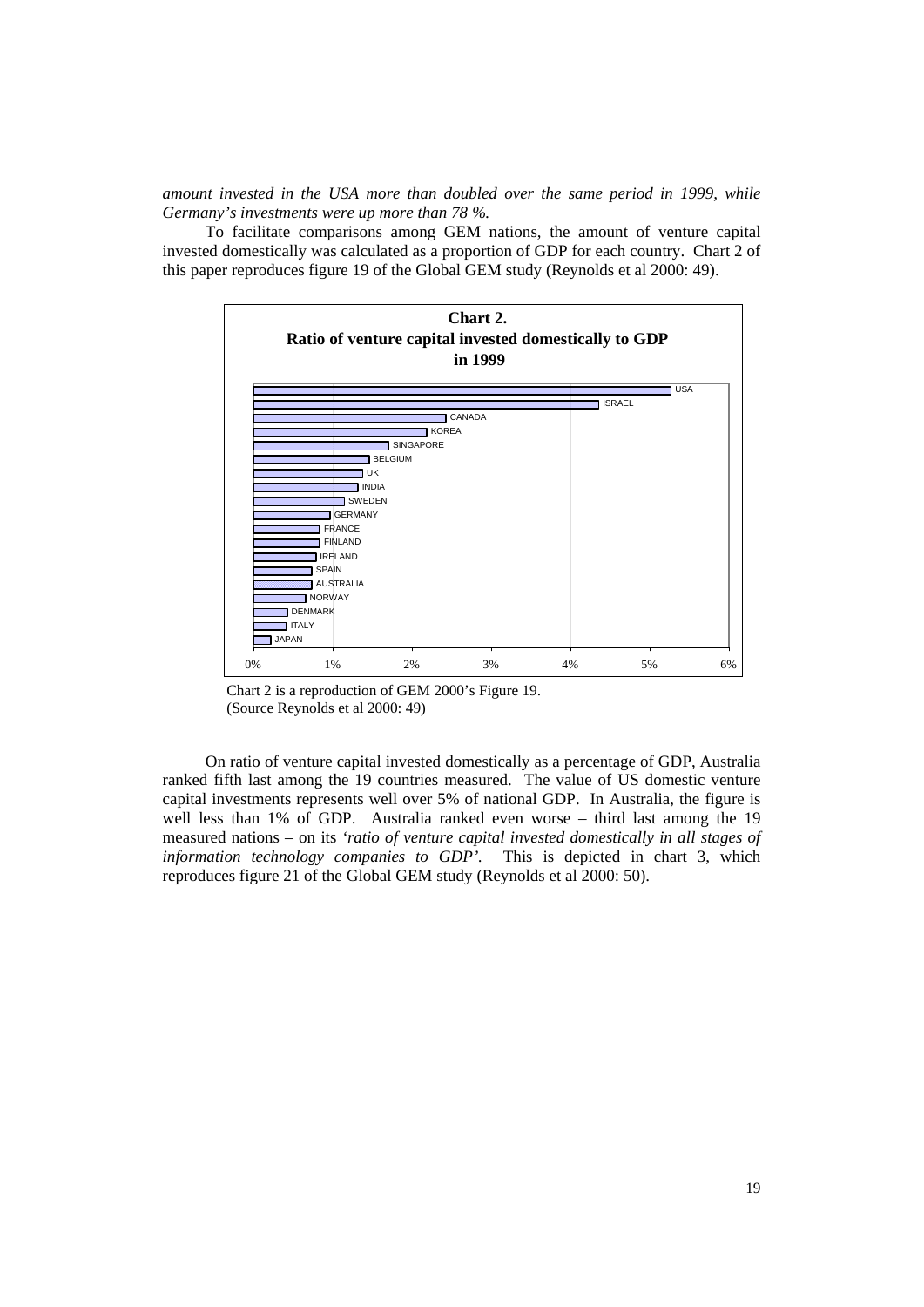*amount invested in the USA more than doubled over the same period in 1999, while Germany's investments were up more than 78 %.*

To facilitate comparisons among GEM nations, the amount of venture capital invested domestically was calculated as a proportion of GDP for each country. Chart 2 of this paper reproduces figure 19 of the Global GEM study (Reynolds et al 2000: 49).

**Chart 2.**
**Ratio of venture capital invested domestically to GDP in 1999**

USA, ISRAEL, CANADA, KOREA, SINGAPORE, BELGIUM, UK, INDIA, SWEDEN, GERMANY, FRANCE, FINLAND, IRELAND, SPAIN, AUSTRALIA, NORWAY, DENMARK, ITALY, JAPAN

0% 1% 2% 3% 4% 5% 6%

Chart 2 is a reproduction of GEM 2000's Figure 19.
(Source Reynolds et al 2000: 49)

On ratio of venture capital invested domestically as a percentage of GDP, Australia ranked fifth last among the 19 countries measured. The value of US domestic venture capital investments represents well over 5% of national GDP. In Australia, the figure is well less than 1% of GDP. Australia ranked even worse – third last among the 19 measured nations – on its *'ratio of venture capital invested domestically in all stages of information technology companies to GDP'*. This is depicted in chart 3, which reproduces figure 21 of the Global GEM study (Reynolds et al 2000: 50).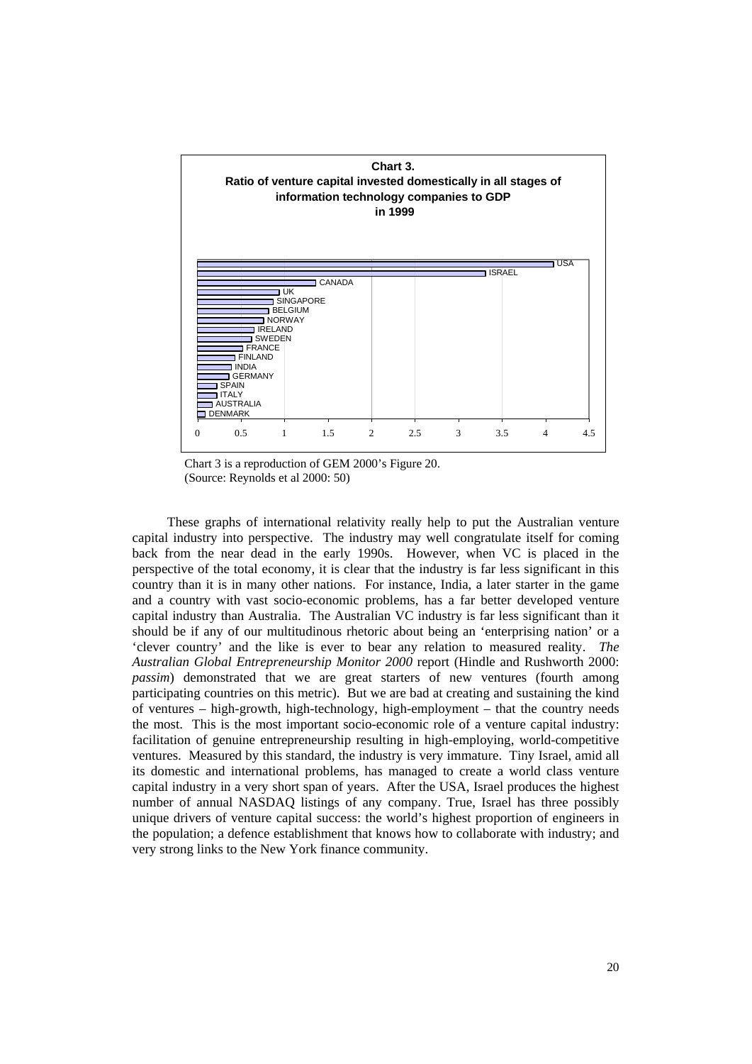**Chart 3.**
**Ratio of venture capital invested domestically in all stages of information technology companies to GDP in 1999**

| Country |
|---|
| USA |
| ISRAEL |
| CANADA |
| UK |
| SINGAPORE |
| BELGIUM |
| NORWAY |
| IRELAND |
| SWEDEN |
| FRANCE |
| FINLAND |
| INDIA |
| GERMANY |
| SPAIN |
| ITALY |
| AUSTRALIA |
| DENMARK |

0 0.5 1 1.5 2 2.5 3 3.5 4 4.5

Chart 3 is a reproduction of GEM 2000's Figure 20.
(Source: Reynolds et al 2000: 50)

These graphs of international relativity really help to put the Australian venture capital industry into perspective. The industry may well congratulate itself for coming back from the near dead in the early 1990s. However, when VC is placed in the perspective of the total economy, it is clear that the industry is far less significant in this country than it is in many other nations. For instance, India, a later starter in the game and a country with vast socio-economic problems, has a far better developed venture capital industry than Australia. The Australian VC industry is far less significant than it should be if any of our multitudinous rhetoric about being an 'enterprising nation' or a 'clever country' and the like is ever to bear any relation to measured reality. *The Australian Global Entrepreneurship Monitor 2000* report (Hindle and Rushworth 2000: *passim*) demonstrated that we are great starters of new ventures (fourth among participating countries on this metric). But we are bad at creating and sustaining the kind of ventures – high-growth, high-technology, high-employment – that the country needs the most. This is the most important socio-economic role of a venture capital industry: facilitation of genuine entrepreneurship resulting in high-employing, world-competitive ventures. Measured by this standard, the industry is very immature. Tiny Israel, amid all its domestic and international problems, has managed to create a world class venture capital industry in a very short span of years. After the USA, Israel produces the highest number of annual NASDAQ listings of any company. True, Israel has three possibly unique drivers of venture capital success: the world's highest proportion of engineers in the population; a defence establishment that knows how to collaborate with industry; and very strong links to the New York finance community.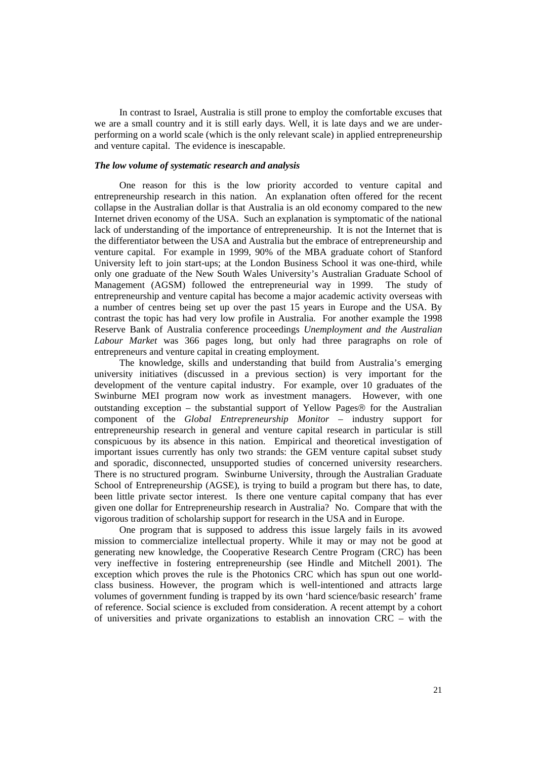In contrast to Israel, Australia is still prone to employ the comfortable excuses that we are a small country and it is still early days. Well, it is late days and we are under-performing on a world scale (which is the only relevant scale) in applied entrepreneurship and venture capital. The evidence is inescapable.

***The low volume of systematic research and analysis***

One reason for this is the low priority accorded to venture capital and entrepreneurship research in this nation. An explanation often offered for the recent collapse in the Australian dollar is that Australia is an old economy compared to the new Internet driven economy of the USA. Such an explanation is symptomatic of the national lack of understanding of the importance of entrepreneurship. It is not the Internet that is the differentiator between the USA and Australia but the embrace of entrepreneurship and venture capital. For example in 1999, 90% of the MBA graduate cohort of Stanford University left to join start-ups; at the London Business School it was one-third, while only one graduate of the New South Wales University's Australian Graduate School of Management (AGSM) followed the entrepreneurial way in 1999. The study of entrepreneurship and venture capital has become a major academic activity overseas with a number of centres being set up over the past 15 years in Europe and the USA. By contrast the topic has had very low profile in Australia. For another example the 1998 Reserve Bank of Australia conference proceedings *Unemployment and the Australian Labour Market* was 366 pages long, but only had three paragraphs on role of entrepreneurs and venture capital in creating employment.

The knowledge, skills and understanding that build from Australia's emerging university initiatives (discussed in a previous section) is very important for the development of the venture capital industry. For example, over 10 graduates of the Swinburne MEI program now work as investment managers. However, with one outstanding exception – the substantial support of Yellow Pages® for the Australian component of the *Global Entrepreneurship Monitor* – industry support for entrepreneurship research in general and venture capital research in particular is still conspicuous by its absence in this nation. Empirical and theoretical investigation of important issues currently has only two strands: the GEM venture capital subset study and sporadic, disconnected, unsupported studies of concerned university researchers. There is no structured program. Swinburne University, through the Australian Graduate School of Entrepreneurship (AGSE), is trying to build a program but there has, to date, been little private sector interest. Is there one venture capital company that has ever given one dollar for Entrepreneurship research in Australia? No. Compare that with the vigorous tradition of scholarship support for research in the USA and in Europe.

One program that is supposed to address this issue largely fails in its avowed mission to commercialize intellectual property. While it may or may not be good at generating new knowledge, the Cooperative Research Centre Program (CRC) has been very ineffective in fostering entrepreneurship (see Hindle and Mitchell 2001). The exception which proves the rule is the Photonics CRC which has spun out one world-class business. However, the program which is well-intentioned and attracts large volumes of government funding is trapped by its own 'hard science/basic research' frame of reference. Social science is excluded from consideration. A recent attempt by a cohort of universities and private organizations to establish an innovation CRC – with the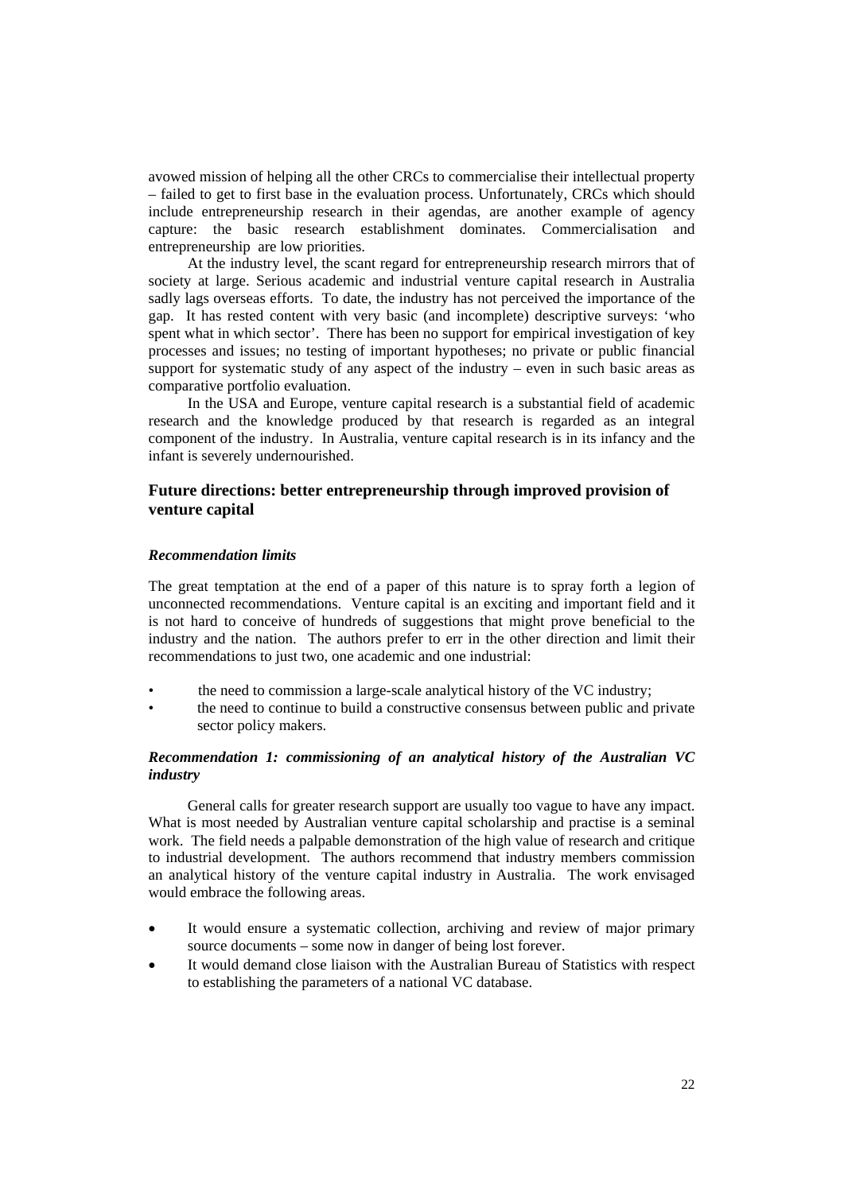avowed mission of helping all the other CRCs to commercialise their intellectual property – failed to get to first base in the evaluation process. Unfortunately, CRCs which should include entrepreneurship research in their agendas, are another example of agency capture: the basic research establishment dominates. Commercialisation and entrepreneurship are low priorities.

At the industry level, the scant regard for entrepreneurship research mirrors that of society at large. Serious academic and industrial venture capital research in Australia sadly lags overseas efforts. To date, the industry has not perceived the importance of the gap. It has rested content with very basic (and incomplete) descriptive surveys: 'who spent what in which sector'. There has been no support for empirical investigation of key processes and issues; no testing of important hypotheses; no private or public financial support for systematic study of any aspect of the industry – even in such basic areas as comparative portfolio evaluation.

In the USA and Europe, venture capital research is a substantial field of academic research and the knowledge produced by that research is regarded as an integral component of the industry. In Australia, venture capital research is in its infancy and the infant is severely undernourished.

## Future directions: better entrepreneurship through improved provision of venture capital

### *Recommendation limits*

The great temptation at the end of a paper of this nature is to spray forth a legion of unconnected recommendations. Venture capital is an exciting and important field and it is not hard to conceive of hundreds of suggestions that might prove beneficial to the industry and the nation. The authors prefer to err in the other direction and limit their recommendations to just two, one academic and one industrial:

- the need to commission a large-scale analytical history of the VC industry;
- the need to continue to build a constructive consensus between public and private sector policy makers.

### *Recommendation 1: commissioning of an analytical history of the Australian VC industry*

General calls for greater research support are usually too vague to have any impact. What is most needed by Australian venture capital scholarship and practise is a seminal work. The field needs a palpable demonstration of the high value of research and critique to industrial development. The authors recommend that industry members commission an analytical history of the venture capital industry in Australia. The work envisaged would embrace the following areas.

- It would ensure a systematic collection, archiving and review of major primary source documents – some now in danger of being lost forever.
- It would demand close liaison with the Australian Bureau of Statistics with respect to establishing the parameters of a national VC database.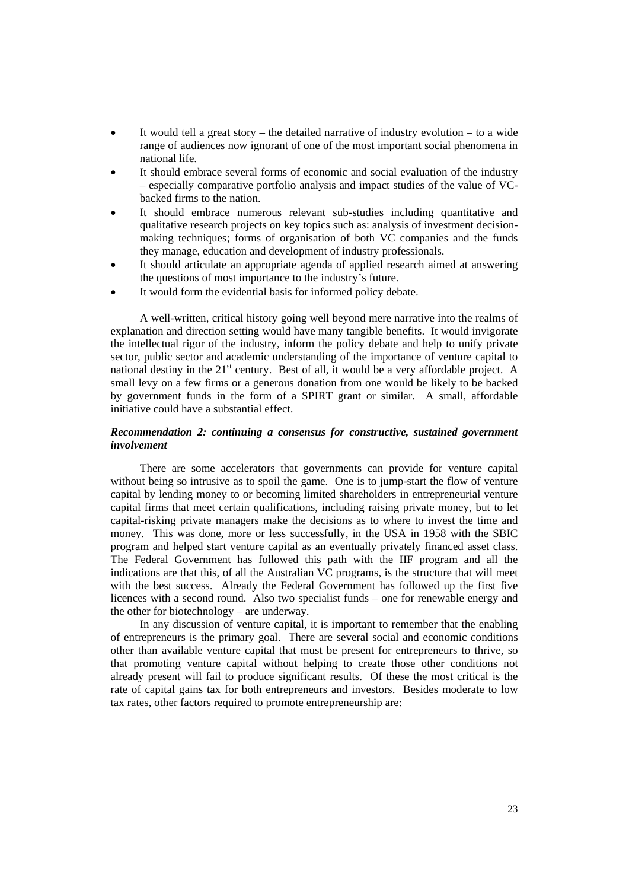- It would tell a great story – the detailed narrative of industry evolution – to a wide range of audiences now ignorant of one of the most important social phenomena in national life.
- It should embrace several forms of economic and social evaluation of the industry – especially comparative portfolio analysis and impact studies of the value of VC-backed firms to the nation.
- It should embrace numerous relevant sub-studies including quantitative and qualitative research projects on key topics such as: analysis of investment decision-making techniques; forms of organisation of both VC companies and the funds they manage, education and development of industry professionals.
- It should articulate an appropriate agenda of applied research aimed at answering the questions of most importance to the industry's future.
- It would form the evidential basis for informed policy debate.

A well-written, critical history going well beyond mere narrative into the realms of explanation and direction setting would have many tangible benefits. It would invigorate the intellectual rigor of the industry, inform the policy debate and help to unify private sector, public sector and academic understanding of the importance of venture capital to national destiny in the 21st century. Best of all, it would be a very affordable project. A small levy on a few firms or a generous donation from one would be likely to be backed by government funds in the form of a SPIRT grant or similar. A small, affordable initiative could have a substantial effect.

***Recommendation 2: continuing a consensus for constructive, sustained government involvement***

There are some accelerators that governments can provide for venture capital without being so intrusive as to spoil the game. One is to jump-start the flow of venture capital by lending money to or becoming limited shareholders in entrepreneurial venture capital firms that meet certain qualifications, including raising private money, but to let capital-risking private managers make the decisions as to where to invest the time and money. This was done, more or less successfully, in the USA in 1958 with the SBIC program and helped start venture capital as an eventually privately financed asset class. The Federal Government has followed this path with the IIF program and all the indications are that this, of all the Australian VC programs, is the structure that will meet with the best success. Already the Federal Government has followed up the first five licences with a second round. Also two specialist funds – one for renewable energy and the other for biotechnology – are underway.

In any discussion of venture capital, it is important to remember that the enabling of entrepreneurs is the primary goal. There are several social and economic conditions other than available venture capital that must be present for entrepreneurs to thrive, so that promoting venture capital without helping to create those other conditions not already present will fail to produce significant results. Of these the most critical is the rate of capital gains tax for both entrepreneurs and investors. Besides moderate to low tax rates, other factors required to promote entrepreneurship are: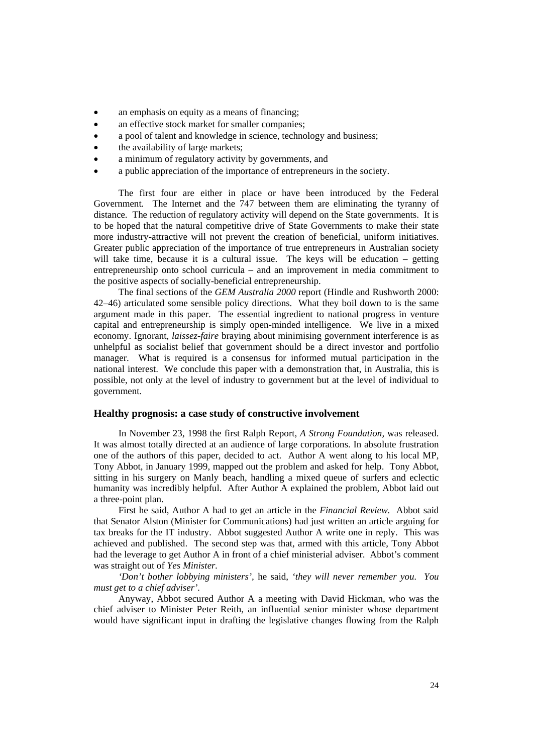- an emphasis on equity as a means of financing;
- an effective stock market for smaller companies;
- a pool of talent and knowledge in science, technology and business;
- the availability of large markets;
- a minimum of regulatory activity by governments, and
- a public appreciation of the importance of entrepreneurs in the society.

The first four are either in place or have been introduced by the Federal Government. The Internet and the 747 between them are eliminating the tyranny of distance. The reduction of regulatory activity will depend on the State governments. It is to be hoped that the natural competitive drive of State Governments to make their state more industry-attractive will not prevent the creation of beneficial, uniform initiatives. Greater public appreciation of the importance of true entrepreneurs in Australian society will take time, because it is a cultural issue. The keys will be education – getting entrepreneurship onto school curricula – and an improvement in media commitment to the positive aspects of socially-beneficial entrepreneurship.

The final sections of the *GEM Australia 2000* report (Hindle and Rushworth 2000: 42–46) articulated some sensible policy directions. What they boil down to is the same argument made in this paper. The essential ingredient to national progress in venture capital and entrepreneurship is simply open-minded intelligence. We live in a mixed economy. Ignorant, *laissez-faire* braying about minimising government interference is as unhelpful as socialist belief that government should be a direct investor and portfolio manager. What is required is a consensus for informed mutual participation in the national interest. We conclude this paper with a demonstration that, in Australia, this is possible, not only at the level of industry to government but at the level of individual to government.

### Healthy prognosis: a case study of constructive involvement

In November 23, 1998 the first Ralph Report, *A Strong Foundation,* was released. It was almost totally directed at an audience of large corporations. In absolute frustration one of the authors of this paper, decided to act. Author A went along to his local MP, Tony Abbot, in January 1999, mapped out the problem and asked for help. Tony Abbot, sitting in his surgery on Manly beach, handling a mixed queue of surfers and eclectic humanity was incredibly helpful. After Author A explained the problem, Abbot laid out a three-point plan.

First he said, Author A had to get an article in the *Financial Review.* Abbot said that Senator Alston (Minister for Communications) had just written an article arguing for tax breaks for the IT industry. Abbot suggested Author A write one in reply. This was achieved and published. The second step was that, armed with this article, Tony Abbot had the leverage to get Author A in front of a chief ministerial adviser. Abbot's comment was straight out of *Yes Minister.*

*'Don't bother lobbying ministers',* he said, *'they will never remember you. You must get to a chief adviser'.*

Anyway, Abbot secured Author A a meeting with David Hickman, who was the chief adviser to Minister Peter Reith, an influential senior minister whose department would have significant input in drafting the legislative changes flowing from the Ralph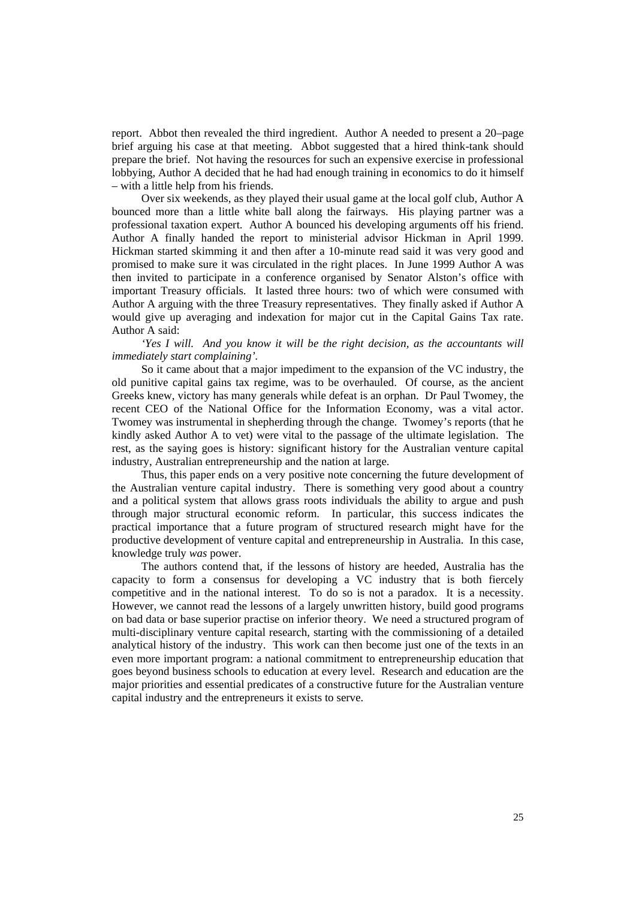report. Abbot then revealed the third ingredient. Author A needed to present a 20–page brief arguing his case at that meeting. Abbot suggested that a hired think-tank should prepare the brief. Not having the resources for such an expensive exercise in professional lobbying, Author A decided that he had had enough training in economics to do it himself – with a little help from his friends.

Over six weekends, as they played their usual game at the local golf club, Author A bounced more than a little white ball along the fairways. His playing partner was a professional taxation expert. Author A bounced his developing arguments off his friend. Author A finally handed the report to ministerial advisor Hickman in April 1999. Hickman started skimming it and then after a 10-minute read said it was very good and promised to make sure it was circulated in the right places. In June 1999 Author A was then invited to participate in a conference organised by Senator Alston's office with important Treasury officials. It lasted three hours: two of which were consumed with Author A arguing with the three Treasury representatives. They finally asked if Author A would give up averaging and indexation for major cut in the Capital Gains Tax rate. Author A said:

*'Yes I will. And you know it will be the right decision, as the accountants will immediately start complaining'.*

So it came about that a major impediment to the expansion of the VC industry, the old punitive capital gains tax regime, was to be overhauled. Of course, as the ancient Greeks knew, victory has many generals while defeat is an orphan. Dr Paul Twomey, the recent CEO of the National Office for the Information Economy, was a vital actor. Twomey was instrumental in shepherding through the change. Twomey's reports (that he kindly asked Author A to vet) were vital to the passage of the ultimate legislation. The rest, as the saying goes is history: significant history for the Australian venture capital industry, Australian entrepreneurship and the nation at large.

Thus, this paper ends on a very positive note concerning the future development of the Australian venture capital industry. There is something very good about a country and a political system that allows grass roots individuals the ability to argue and push through major structural economic reform. In particular, this success indicates the practical importance that a future program of structured research might have for the productive development of venture capital and entrepreneurship in Australia. In this case, knowledge truly *was* power.

The authors contend that, if the lessons of history are heeded, Australia has the capacity to form a consensus for developing a VC industry that is both fiercely competitive and in the national interest. To do so is not a paradox. It is a necessity. However, we cannot read the lessons of a largely unwritten history, build good programs on bad data or base superior practise on inferior theory. We need a structured program of multi-disciplinary venture capital research, starting with the commissioning of a detailed analytical history of the industry. This work can then become just one of the texts in an even more important program: a national commitment to entrepreneurship education that goes beyond business schools to education at every level. Research and education are the major priorities and essential predicates of a constructive future for the Australian venture capital industry and the entrepreneurs it exists to serve.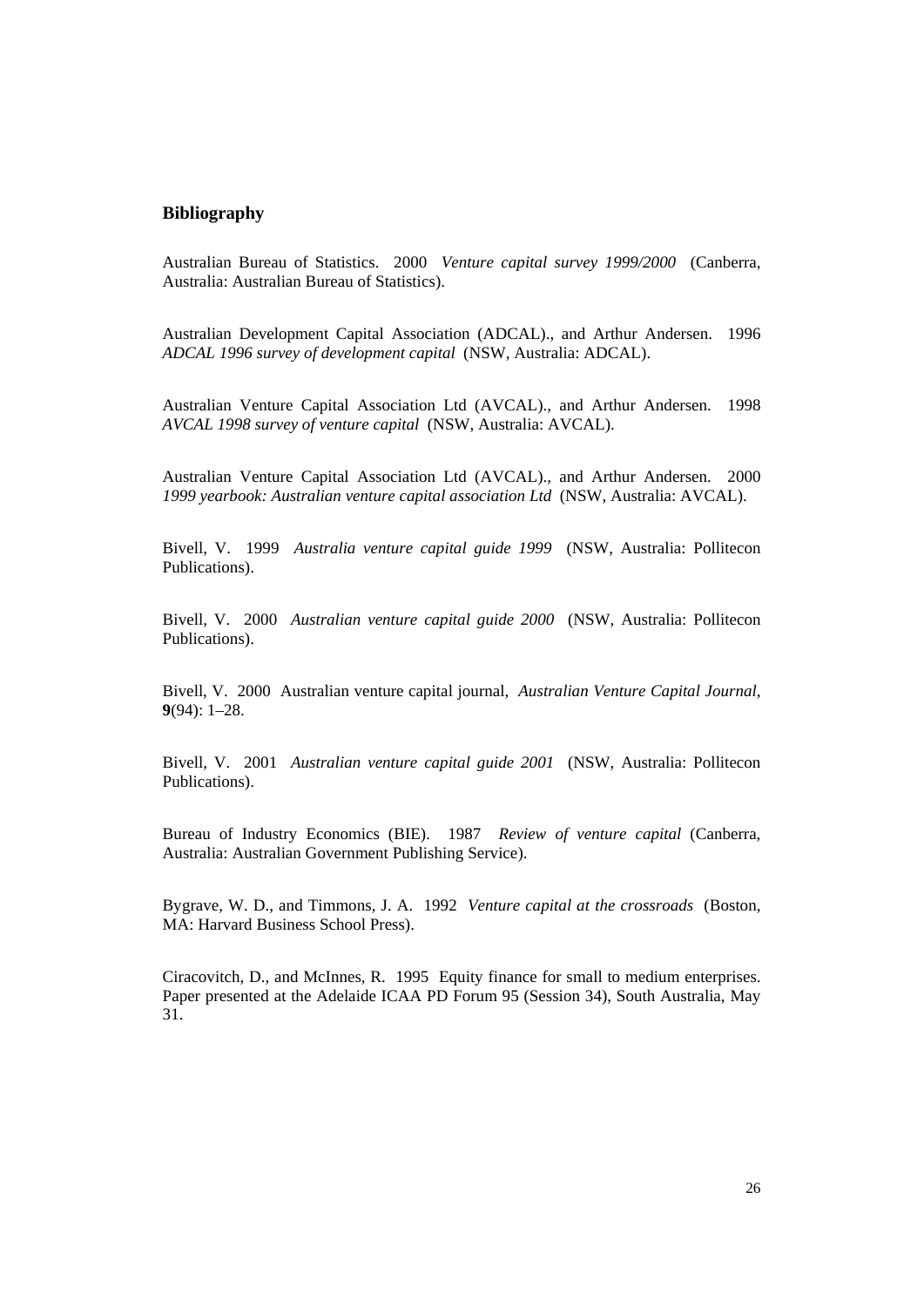## Bibliography

Australian Bureau of Statistics. 2000 *Venture capital survey 1999/2000* (Canberra, Australia: Australian Bureau of Statistics).

Australian Development Capital Association (ADCAL)., and Arthur Andersen. 1996 *ADCAL 1996 survey of development capital* (NSW, Australia: ADCAL).

Australian Venture Capital Association Ltd (AVCAL)., and Arthur Andersen. 1998 *AVCAL 1998 survey of venture capital* (NSW, Australia: AVCAL).

Australian Venture Capital Association Ltd (AVCAL)., and Arthur Andersen. 2000 *1999 yearbook: Australian venture capital association Ltd* (NSW, Australia: AVCAL).

Bivell, V. 1999 *Australia venture capital guide 1999* (NSW, Australia: Pollitecon Publications).

Bivell, V. 2000 *Australian venture capital guide 2000* (NSW, Australia: Pollitecon Publications).

Bivell, V. 2000 Australian venture capital journal, *Australian Venture Capital Journal*, **9**(94): 1–28.

Bivell, V. 2001 *Australian venture capital guide 2001* (NSW, Australia: Pollitecon Publications).

Bureau of Industry Economics (BIE). 1987 *Review of venture capital* (Canberra, Australia: Australian Government Publishing Service).

Bygrave, W. D., and Timmons, J. A. 1992 *Venture capital at the crossroads* (Boston, MA: Harvard Business School Press).

Ciracovitch, D., and McInnes, R. 1995 Equity finance for small to medium enterprises. Paper presented at the Adelaide ICAA PD Forum 95 (Session 34), South Australia, May 31.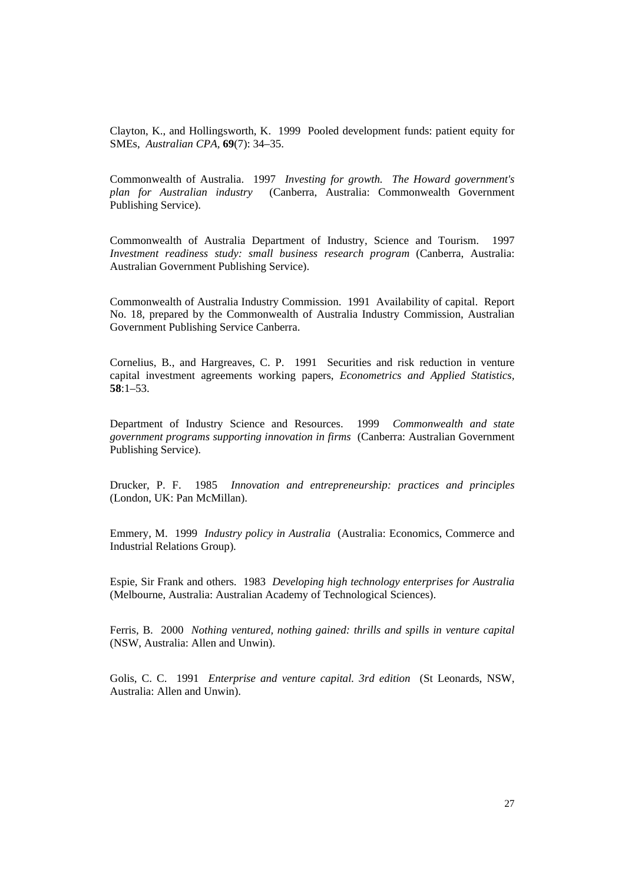Clayton, K., and Hollingsworth, K. 1999 Pooled development funds: patient equity for SMEs, *Australian CPA*, **69**(7): 34–35.

Commonwealth of Australia. 1997 *Investing for growth. The Howard government's plan for Australian industry* (Canberra, Australia: Commonwealth Government Publishing Service).

Commonwealth of Australia Department of Industry, Science and Tourism. 1997 *Investment readiness study: small business research program* (Canberra, Australia: Australian Government Publishing Service).

Commonwealth of Australia Industry Commission. 1991 Availability of capital. Report No. 18, prepared by the Commonwealth of Australia Industry Commission, Australian Government Publishing Service Canberra.

Cornelius, B., and Hargreaves, C. P. 1991 Securities and risk reduction in venture capital investment agreements working papers, *Econometrics and Applied Statistics*, **58**:1–53.

Department of Industry Science and Resources. 1999 *Commonwealth and state government programs supporting innovation in firms* (Canberra: Australian Government Publishing Service).

Drucker, P. F. 1985 *Innovation and entrepreneurship: practices and principles* (London, UK: Pan McMillan).

Emmery, M. 1999 *Industry policy in Australia* (Australia: Economics, Commerce and Industrial Relations Group).

Espie, Sir Frank and others. 1983 *Developing high technology enterprises for Australia* (Melbourne, Australia: Australian Academy of Technological Sciences).

Ferris, B. 2000 *Nothing ventured, nothing gained: thrills and spills in venture capital* (NSW, Australia: Allen and Unwin).

Golis, C. C. 1991 *Enterprise and venture capital. 3rd edition* (St Leonards, NSW, Australia: Allen and Unwin).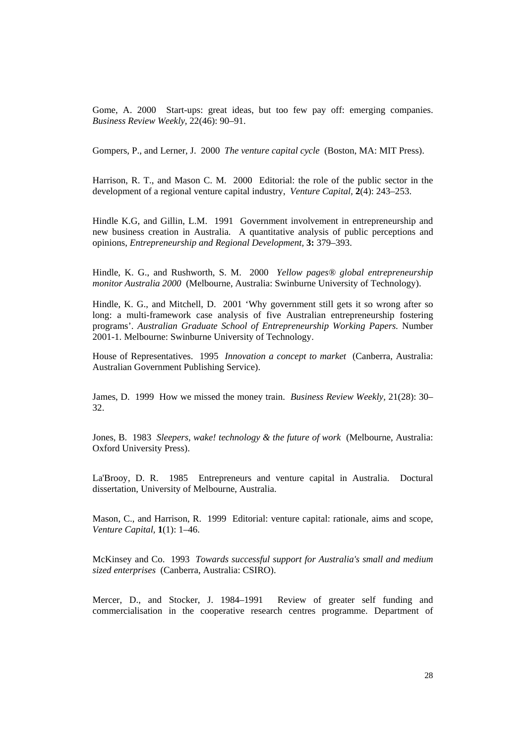Gome, A. 2000 Start-ups: great ideas, but too few pay off: emerging companies. *Business Review Weekly*, 22(46): 90–91.

Gompers, P., and Lerner, J. 2000 *The venture capital cycle* (Boston, MA: MIT Press).

Harrison, R. T., and Mason C. M. 2000 Editorial: the role of the public sector in the development of a regional venture capital industry, *Venture Capital,* **2**(4): 243–253.

Hindle K.G, and Gillin, L.M. 1991 Government involvement in entrepreneurship and new business creation in Australia. A quantitative analysis of public perceptions and opinions, *Entrepreneurship and Regional Development,* **3:** 379–393.

Hindle, K. G., and Rushworth, S. M. 2000 *Yellow pages® global entrepreneurship monitor Australia 2000* (Melbourne, Australia: Swinburne University of Technology).

Hindle, K. G., and Mitchell, D. 2001 'Why government still gets it so wrong after so long: a multi-framework case analysis of five Australian entrepreneurship fostering programs'. *Australian Graduate School of Entrepreneurship Working Papers.* Number 2001-1. Melbourne: Swinburne University of Technology.

House of Representatives. 1995 *Innovation a concept to market* (Canberra, Australia: Australian Government Publishing Service).

James, D. 1999 How we missed the money train. *Business Review Weekly,* 21(28): 30–32.

Jones, B. 1983 *Sleepers, wake! technology & the future of work* (Melbourne, Australia: Oxford University Press).

La'Brooy, D. R. 1985 Entrepreneurs and venture capital in Australia. Doctural dissertation, University of Melbourne, Australia.

Mason, C., and Harrison, R. 1999 Editorial: venture capital: rationale, aims and scope, *Venture Capital,* **1**(1): 1–46.

McKinsey and Co. 1993 *Towards successful support for Australia's small and medium sized enterprises* (Canberra, Australia: CSIRO).

Mercer, D., and Stocker, J. 1984–1991 Review of greater self funding and commercialisation in the cooperative research centres programme. Department of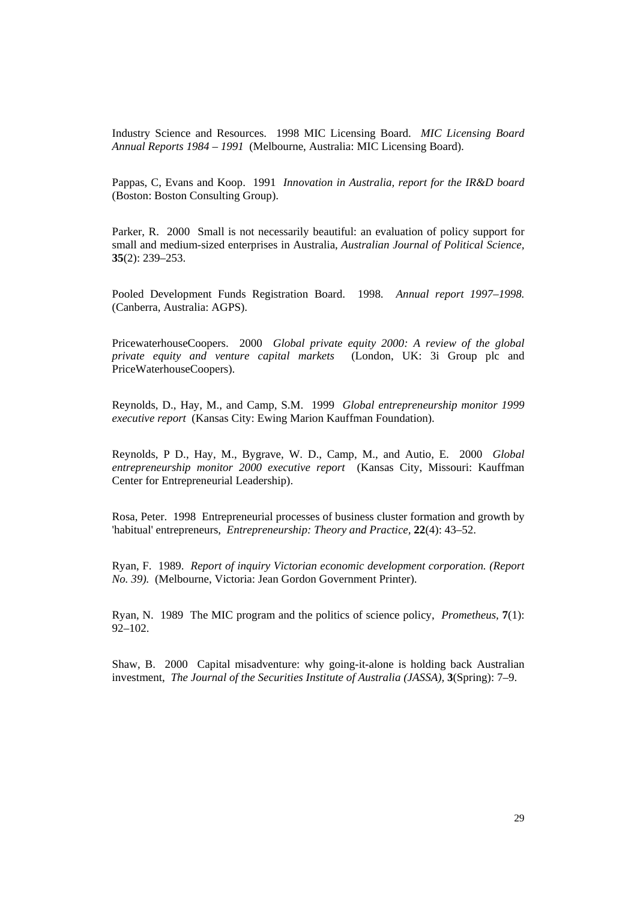Industry Science and Resources. 1998 MIC Licensing Board. *MIC Licensing Board Annual Reports 1984 – 1991* (Melbourne, Australia: MIC Licensing Board).

Pappas, C, Evans and Koop. 1991 *Innovation in Australia, report for the IR&D board* (Boston: Boston Consulting Group).

Parker, R. 2000 Small is not necessarily beautiful: an evaluation of policy support for small and medium-sized enterprises in Australia, *Australian Journal of Political Science,* **35**(2): 239–253.

Pooled Development Funds Registration Board. 1998. *Annual report 1997–1998.* (Canberra, Australia: AGPS).

PricewaterhouseCoopers. 2000 *Global private equity 2000: A review of the global private equity and venture capital markets* (London, UK: 3i Group plc and PriceWaterhouseCoopers).

Reynolds, D., Hay, M., and Camp, S.M. 1999 *Global entrepreneurship monitor 1999 executive report* (Kansas City: Ewing Marion Kauffman Foundation).

Reynolds, P D., Hay, M., Bygrave, W. D., Camp, M., and Autio, E. 2000 *Global entrepreneurship monitor 2000 executive report* (Kansas City, Missouri: Kauffman Center for Entrepreneurial Leadership).

Rosa, Peter. 1998 Entrepreneurial processes of business cluster formation and growth by 'habitual' entrepreneurs, *Entrepreneurship: Theory and Practice,* **22**(4): 43–52.

Ryan, F. 1989. *Report of inquiry Victorian economic development corporation. (Report No. 39).* (Melbourne, Victoria: Jean Gordon Government Printer).

Ryan, N. 1989 The MIC program and the politics of science policy, *Prometheus,* **7**(1): 92–102.

Shaw, B. 2000 Capital misadventure: why going-it-alone is holding back Australian investment, *The Journal of the Securities Institute of Australia (JASSA),* **3**(Spring): 7–9.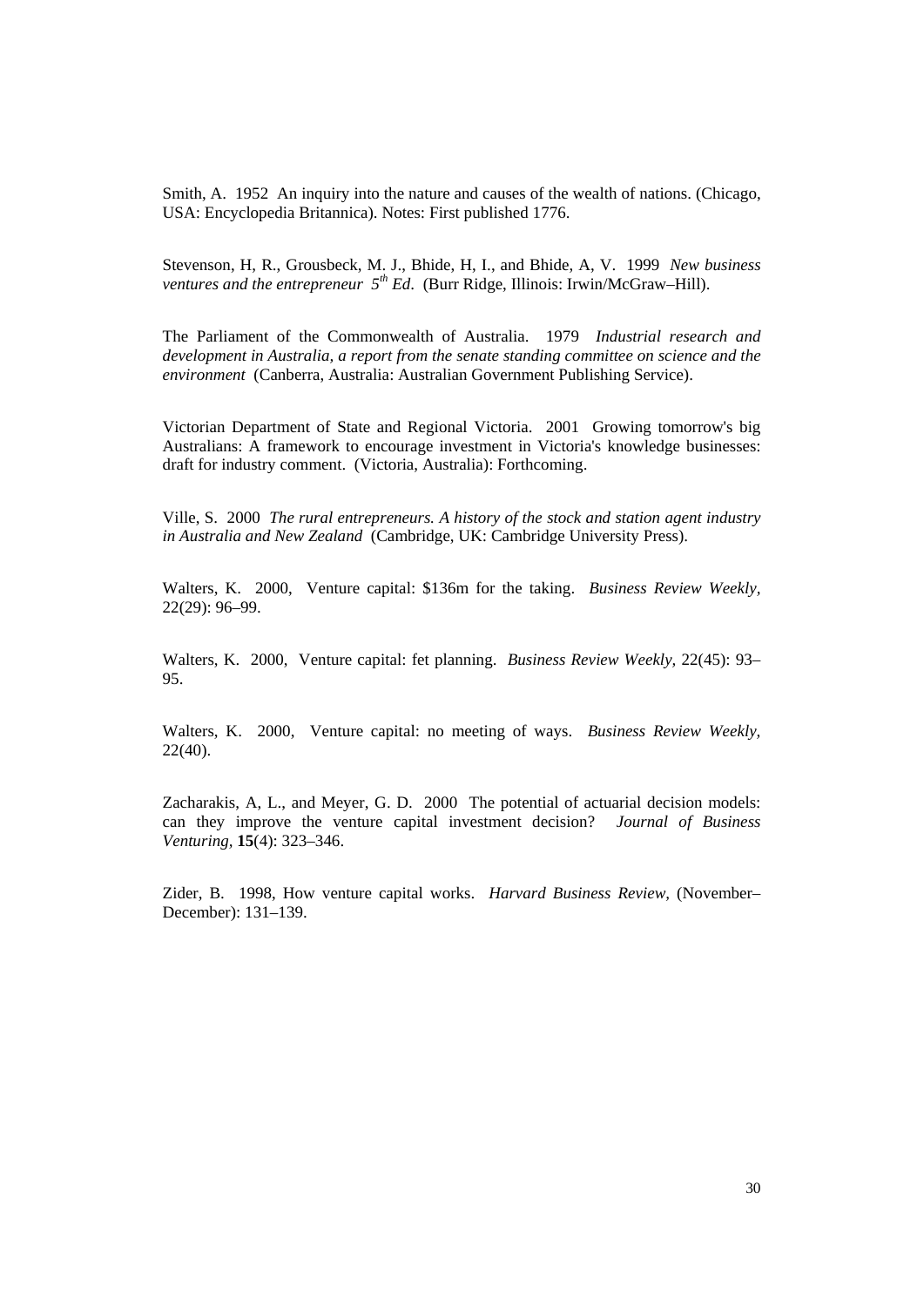Smith, A. 1952 An inquiry into the nature and causes of the wealth of nations. (Chicago, USA: Encyclopedia Britannica). Notes: First published 1776.

Stevenson, H, R., Grousbeck, M. J., Bhide, H, I., and Bhide, A, V. 1999 *New business ventures and the entrepreneur 5th Ed*. (Burr Ridge, Illinois: Irwin/McGraw–Hill).

The Parliament of the Commonwealth of Australia. 1979 *Industrial research and development in Australia, a report from the senate standing committee on science and the environment* (Canberra, Australia: Australian Government Publishing Service).

Victorian Department of State and Regional Victoria. 2001 Growing tomorrow's big Australians: A framework to encourage investment in Victoria's knowledge businesses: draft for industry comment. (Victoria, Australia): Forthcoming.

Ville, S. 2000 *The rural entrepreneurs. A history of the stock and station agent industry in Australia and New Zealand* (Cambridge, UK: Cambridge University Press).

Walters, K. 2000, Venture capital: $136m for the taking. *Business Review Weekly*, 22(29): 96–99.

Walters, K. 2000, Venture capital: fet planning. *Business Review Weekly,* 22(45): 93–95.

Walters, K. 2000, Venture capital: no meeting of ways. *Business Review Weekly,* 22(40).

Zacharakis, A, L., and Meyer, G. D. 2000 The potential of actuarial decision models: can they improve the venture capital investment decision? *Journal of Business Venturing*, **15**(4): 323–346.

Zider, B. 1998, How venture capital works. *Harvard Business Review,* (November–December): 131–139.